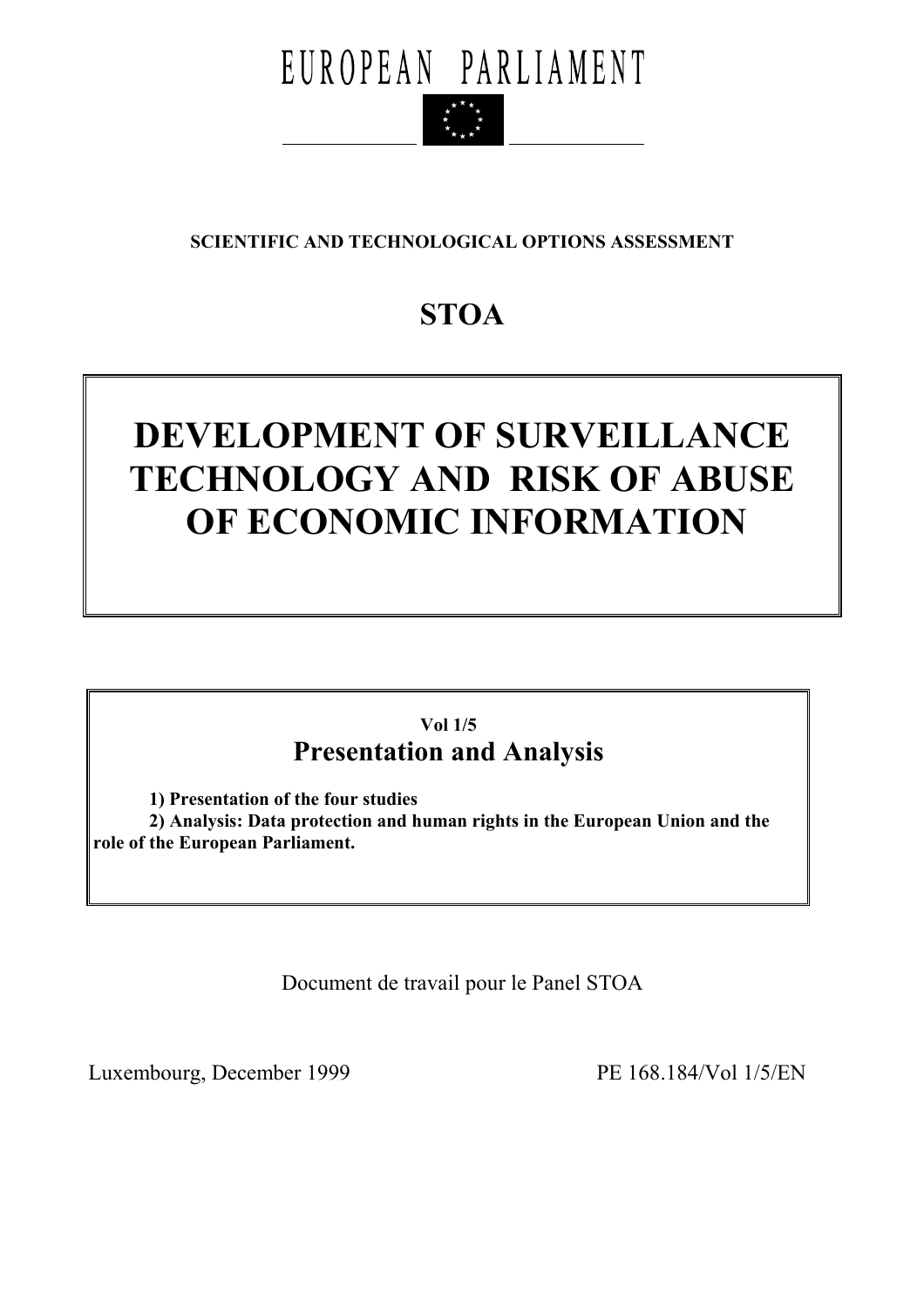# EUROPEAN PARLIAMENT

**SCIENTIFIC AND TECHNOLOGICAL OPTIONS ASSESSMENT**

## STOA

# DEVELOPMENT OF SURVEILLANCE TECHNOLOGY AND RISK OF ABUSE OF ECONOMIC INFORMATION

**Vol 1/5**

## Presentation and Analysis

**1) Presentation of the four studies**

**2) Analysis: Data protection and human rights in the European Union and the role of the European Parliament.**

Document de travail pour le Panel STOA

Luxembourg, December 1999

PE 168.184/Vol 1/5/EN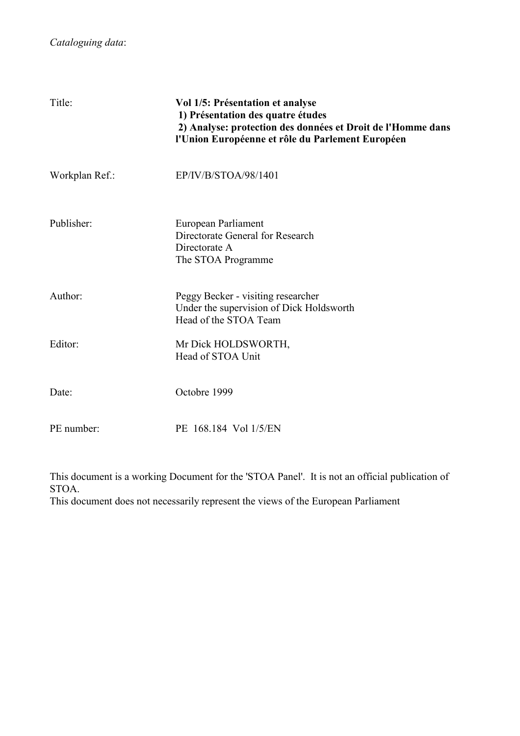*Cataloguing data*:

| | |
|---|---|
| Title: | **Vol 1/5: Présentation et analyse**<br>**1) Présentation des quatre études**<br>**2) Analyse: protection des données et Droit de l'Homme dans l'Union Européenne et rôle du Parlement Européen** |
| Workplan Ref.: | EP/IV/B/STOA/98/1401 |
| Publisher: | European Parliament<br>Directorate General for Research<br>Directorate A<br>The STOA Programme |
| Author: | Peggy Becker - visiting researcher<br>Under the supervision of Dick Holdsworth<br>Head of the STOA Team |
| Editor: | Mr Dick HOLDSWORTH,<br>Head of STOA Unit |
| Date: | Octobre 1999 |
| PE number: | PE 168.184 Vol 1/5/EN |

This document is a working Document for the 'STOA Panel'. It is not an official publication of STOA.
This document does not necessarily represent the views of the European Parliament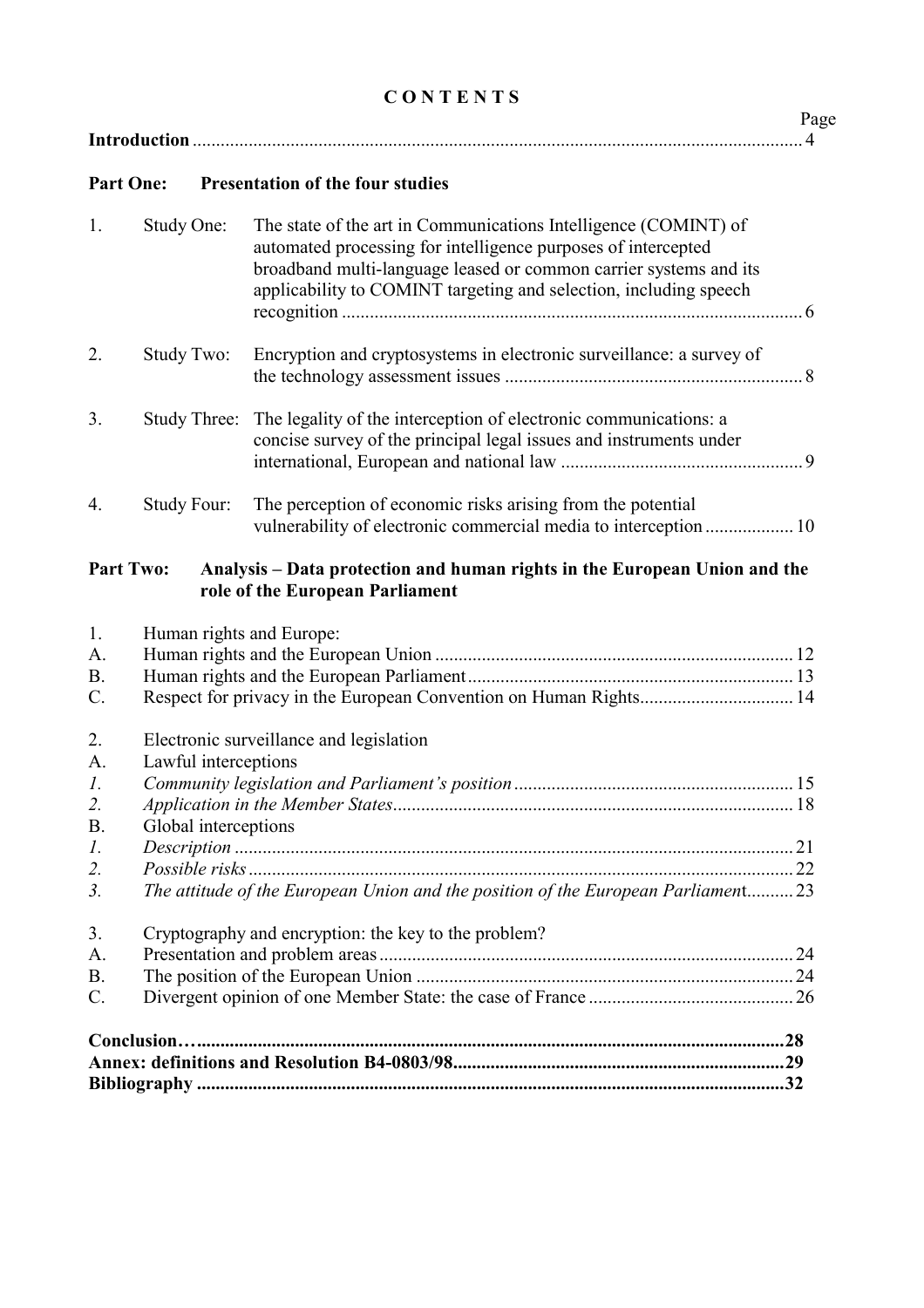# CONTENTS

| | | Page |
|---|---|---|
| **Introduction** | | 4 |
| **Part One:** | **Presentation of the four studies** | |
| 1. Study One: | The state of the art in Communications Intelligence (COMINT) of automated processing for intelligence purposes of intercepted broadband multi-language leased or common carrier systems and its applicability to COMINT targeting and selection, including speech recognition | 6 |
| 2. Study Two: | Encryption and cryptosystems in electronic surveillance: a survey of the technology assessment issues | 8 |
| 3. Study Three: | The legality of the interception of electronic communications: a concise survey of the principal legal issues and instruments under international, European and national law | 9 |
| 4. Study Four: | The perception of economic risks arising from the potential vulnerability of electronic commercial media to interception | 10 |
| **Part Two:** | **Analysis – Data protection and human rights in the European Union and the role of the European Parliament** | |
| 1. | Human rights and Europe: | |
| A. | Human rights and the European Union | 12 |
| B. | Human rights and the European Parliament | 13 |
| C. | Respect for privacy in the European Convention on Human Rights | 14 |
| 2. | Electronic surveillance and legislation | |
| A. | Lawful interceptions | |
| *1.* | *Community legislation and Parliament's position* | 15 |
| *2.* | *Application in the Member States* | 18 |
| B. | Global interceptions | |
| *1.* | *Description* | 21 |
| *2.* | *Possible risks* | 22 |
| *3.* | *The attitude of the European Union and the position of the European Parliament* | 23 |
| 3. | Cryptography and encryption: the key to the problem? | |
| A. | Presentation and problem areas | 24 |
| B. | The position of the European Union | 24 |
| C. | Divergent opinion of one Member State: the case of France | 26 |
| **Conclusion…** | | **28** |
| **Annex: definitions and Resolution B4-0803/98** | | **29** |
| **Bibliography** | | **32** |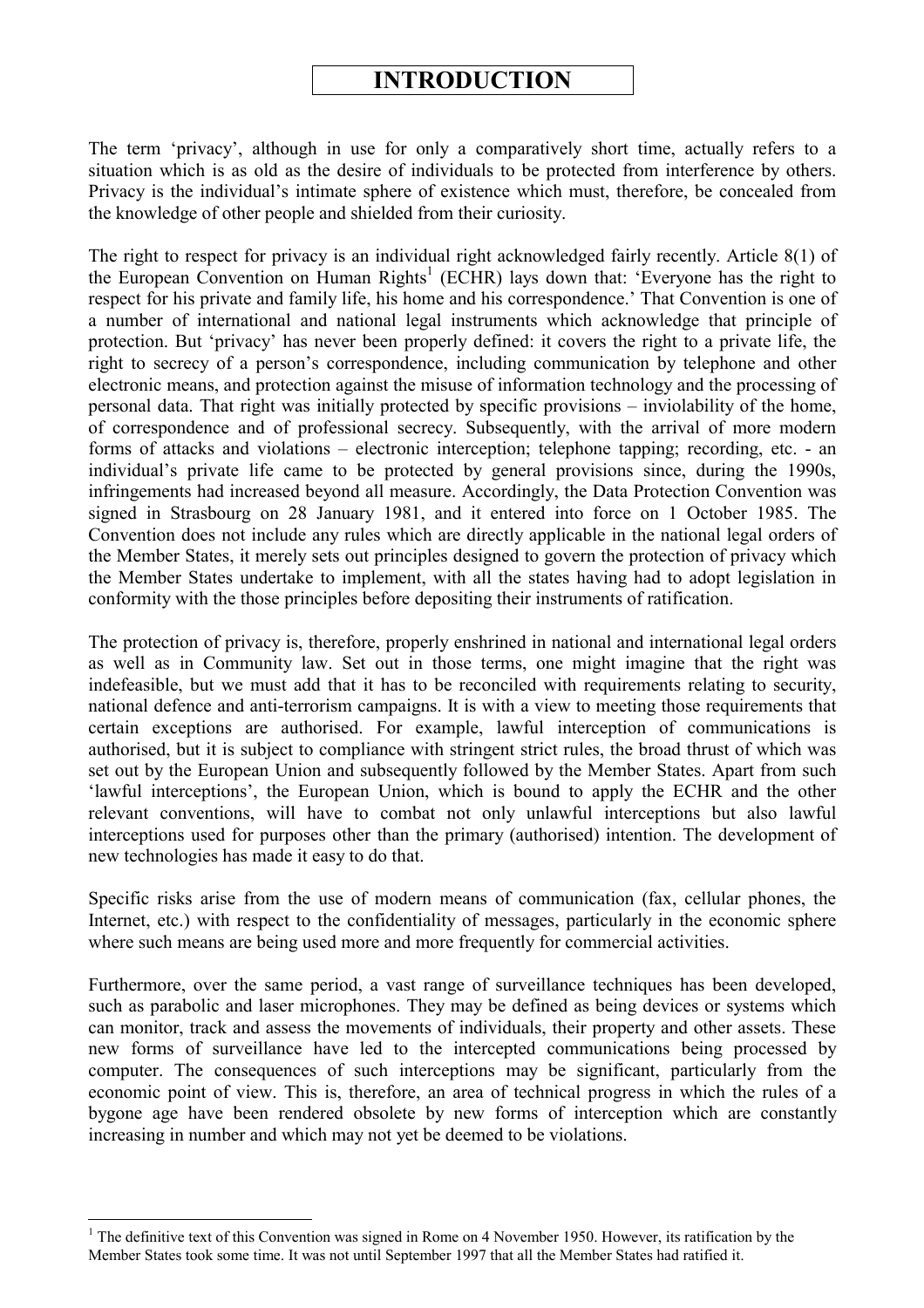# INTRODUCTION

The term 'privacy', although in use for only a comparatively short time, actually refers to a situation which is as old as the desire of individuals to be protected from interference by others. Privacy is the individual's intimate sphere of existence which must, therefore, be concealed from the knowledge of other people and shielded from their curiosity.

The right to respect for privacy is an individual right acknowledged fairly recently. Article 8(1) of the European Convention on Human Rights[1] (ECHR) lays down that: 'Everyone has the right to respect for his private and family life, his home and his correspondence.' That Convention is one of a number of international and national legal instruments which acknowledge that principle of protection. But 'privacy' has never been properly defined: it covers the right to a private life, the right to secrecy of a person's correspondence, including communication by telephone and other electronic means, and protection against the misuse of information technology and the processing of personal data. That right was initially protected by specific provisions – inviolability of the home, of correspondence and of professional secrecy. Subsequently, with the arrival of more modern forms of attacks and violations – electronic interception; telephone tapping; recording, etc. - an individual's private life came to be protected by general provisions since, during the 1990s, infringements had increased beyond all measure. Accordingly, the Data Protection Convention was signed in Strasbourg on 28 January 1981, and it entered into force on 1 October 1985. The Convention does not include any rules which are directly applicable in the national legal orders of the Member States, it merely sets out principles designed to govern the protection of privacy which the Member States undertake to implement, with all the states having had to adopt legislation in conformity with the those principles before depositing their instruments of ratification.

The protection of privacy is, therefore, properly enshrined in national and international legal orders as well as in Community law. Set out in those terms, one might imagine that the right was indefeasible, but we must add that it has to be reconciled with requirements relating to security, national defence and anti-terrorism campaigns. It is with a view to meeting those requirements that certain exceptions are authorised. For example, lawful interception of communications is authorised, but it is subject to compliance with stringent strict rules, the broad thrust of which was set out by the European Union and subsequently followed by the Member States. Apart from such 'lawful interceptions', the European Union, which is bound to apply the ECHR and the other relevant conventions, will have to combat not only unlawful interceptions but also lawful interceptions used for purposes other than the primary (authorised) intention. The development of new technologies has made it easy to do that.

Specific risks arise from the use of modern means of communication (fax, cellular phones, the Internet, etc.) with respect to the confidentiality of messages, particularly in the economic sphere where such means are being used more and more frequently for commercial activities.

Furthermore, over the same period, a vast range of surveillance techniques has been developed, such as parabolic and laser microphones. They may be defined as being devices or systems which can monitor, track and assess the movements of individuals, their property and other assets. These new forms of surveillance have led to the intercepted communications being processed by computer. The consequences of such interceptions may be significant, particularly from the economic point of view. This is, therefore, an area of technical progress in which the rules of a bygone age have been rendered obsolete by new forms of interception which are constantly increasing in number and which may not yet be deemed to be violations.

---

[1] The definitive text of this Convention was signed in Rome on 4 November 1950. However, its ratification by the Member States took some time. It was not until September 1997 that all the Member States had ratified it.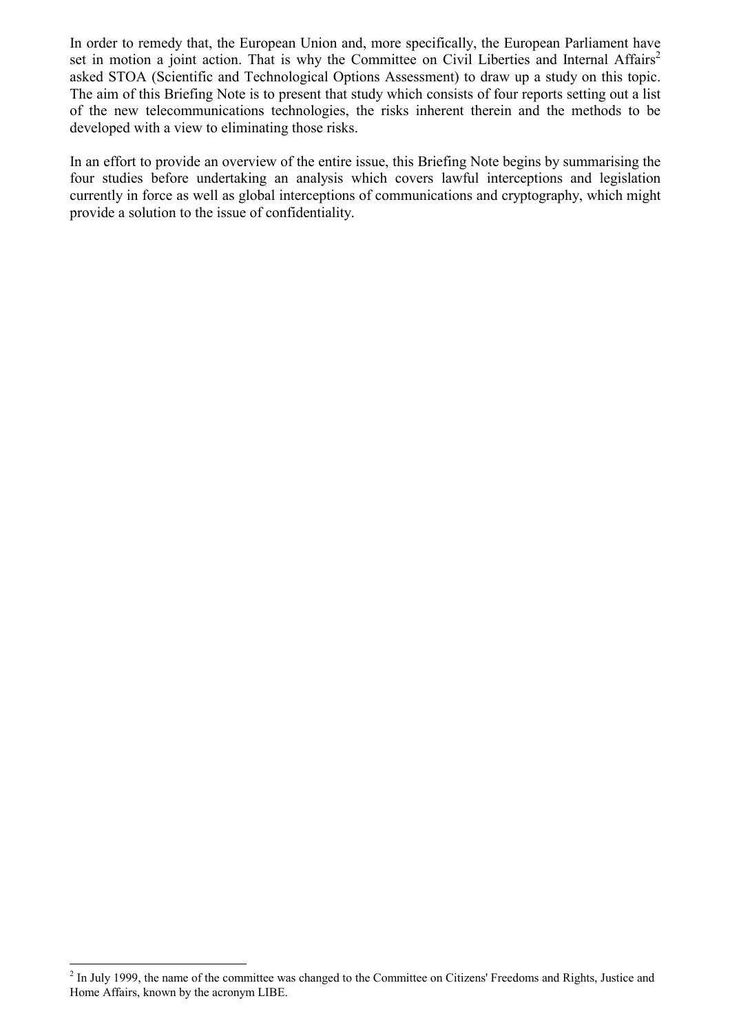In order to remedy that, the European Union and, more specifically, the European Parliament have set in motion a joint action. That is why the Committee on Civil Liberties and Internal Affairs[2] asked STOA (Scientific and Technological Options Assessment) to draw up a study on this topic. The aim of this Briefing Note is to present that study which consists of four reports setting out a list of the new telecommunications technologies, the risks inherent therein and the methods to be developed with a view to eliminating those risks.

In an effort to provide an overview of the entire issue, this Briefing Note begins by summarising the four studies before undertaking an analysis which covers lawful interceptions and legislation currently in force as well as global interceptions of communications and cryptography, which might provide a solution to the issue of confidentiality.

---

[2] In July 1999, the name of the committee was changed to the Committee on Citizens' Freedoms and Rights, Justice and Home Affairs, known by the acronym LIBE.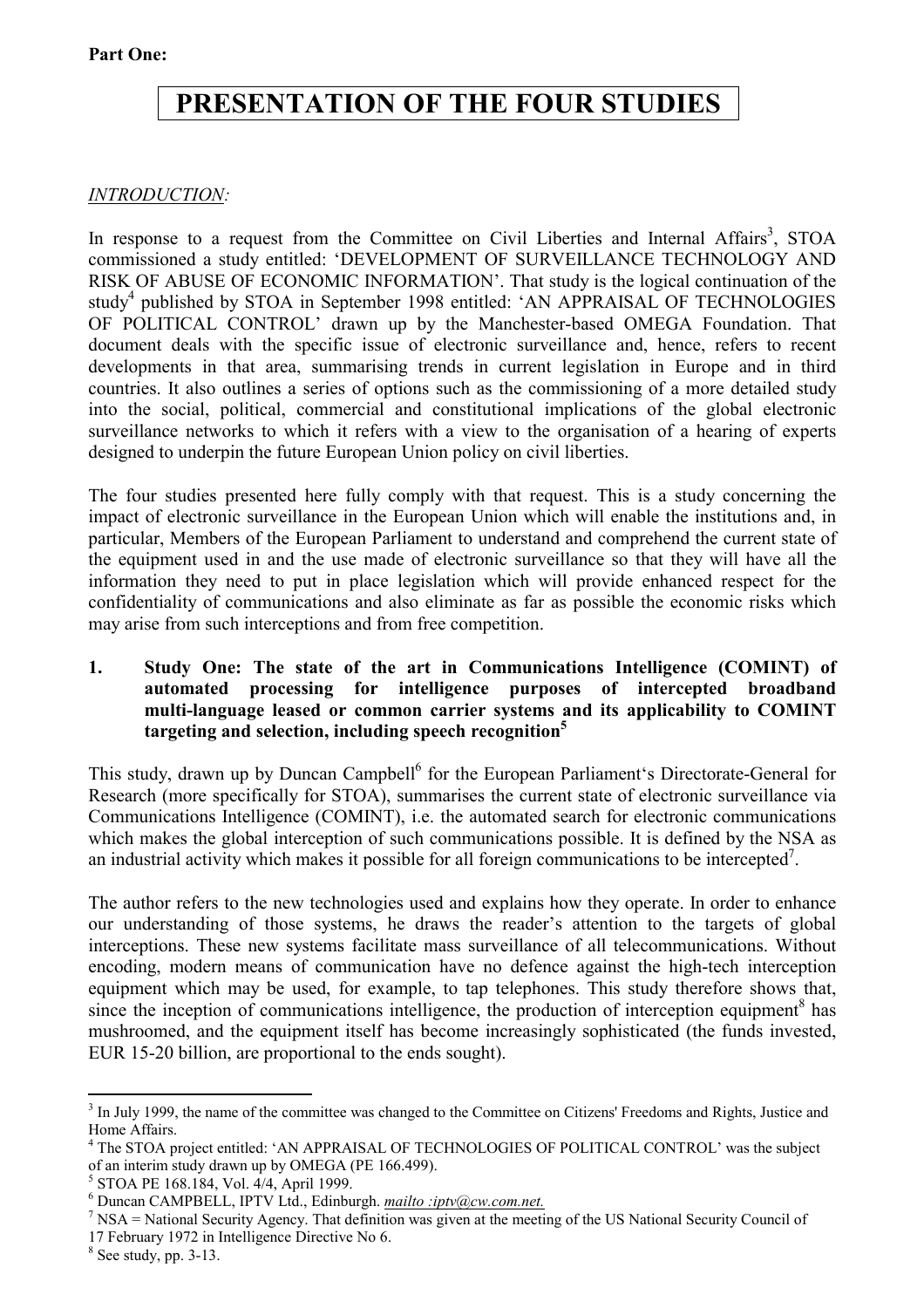**Part One:**

# PRESENTATION OF THE FOUR STUDIES

*INTRODUCTION:*

In response to a request from the Committee on Civil Liberties and Internal Affairs[3], STOA commissioned a study entitled: 'DEVELOPMENT OF SURVEILLANCE TECHNOLOGY AND RISK OF ABUSE OF ECONOMIC INFORMATION'. That study is the logical continuation of the study[4] published by STOA in September 1998 entitled: 'AN APPRAISAL OF TECHNOLOGIES OF POLITICAL CONTROL' drawn up by the Manchester-based OMEGA Foundation. That document deals with the specific issue of electronic surveillance and, hence, refers to recent developments in that area, summarising trends in current legislation in Europe and in third countries. It also outlines a series of options such as the commissioning of a more detailed study into the social, political, commercial and constitutional implications of the global electronic surveillance networks to which it refers with a view to the organisation of a hearing of experts designed to underpin the future European Union policy on civil liberties.

The four studies presented here fully comply with that request. This is a study concerning the impact of electronic surveillance in the European Union which will enable the institutions and, in particular, Members of the European Parliament to understand and comprehend the current state of the equipment used in and the use made of electronic surveillance so that they will have all the information they need to put in place legislation which will provide enhanced respect for the confidentiality of communications and also eliminate as far as possible the economic risks which may arise from such interceptions and from free competition.

## 1. Study One: The state of the art in Communications Intelligence (COMINT) of automated processing for intelligence purposes of intercepted broadband multi-language leased or common carrier systems and its applicability to COMINT targeting and selection, including speech recognition[5]

This study, drawn up by Duncan Campbell[6] for the European Parliament's Directorate-General for Research (more specifically for STOA), summarises the current state of electronic surveillance via Communications Intelligence (COMINT), i.e. the automated search for electronic communications which makes the global interception of such communications possible. It is defined by the NSA as an industrial activity which makes it possible for all foreign communications to be intercepted[7].

The author refers to the new technologies used and explains how they operate. In order to enhance our understanding of those systems, he draws the reader's attention to the targets of global interceptions. These new systems facilitate mass surveillance of all telecommunications. Without encoding, modern means of communication have no defence against the high-tech interception equipment which may be used, for example, to tap telephones. This study therefore shows that, since the inception of communications intelligence, the production of interception equipment[8] has mushroomed, and the equipment itself has become increasingly sophisticated (the funds invested, EUR 15-20 billion, are proportional to the ends sought).

---

[3] In July 1999, the name of the committee was changed to the Committee on Citizens' Freedoms and Rights, Justice and Home Affairs.

[4] The STOA project entitled: 'AN APPRAISAL OF TECHNOLOGIES OF POLITICAL CONTROL' was the subject of an interim study drawn up by OMEGA (PE 166.499).

[5] STOA PE 168.184, Vol. 4/4, April 1999.

[6] Duncan CAMPBELL, IPTV Ltd., Edinburgh. *mailto :iptv@cw.com.net.*

[7] NSA = National Security Agency. That definition was given at the meeting of the US National Security Council of 17 February 1972 in Intelligence Directive No 6.

[8] See study, pp. 3-13.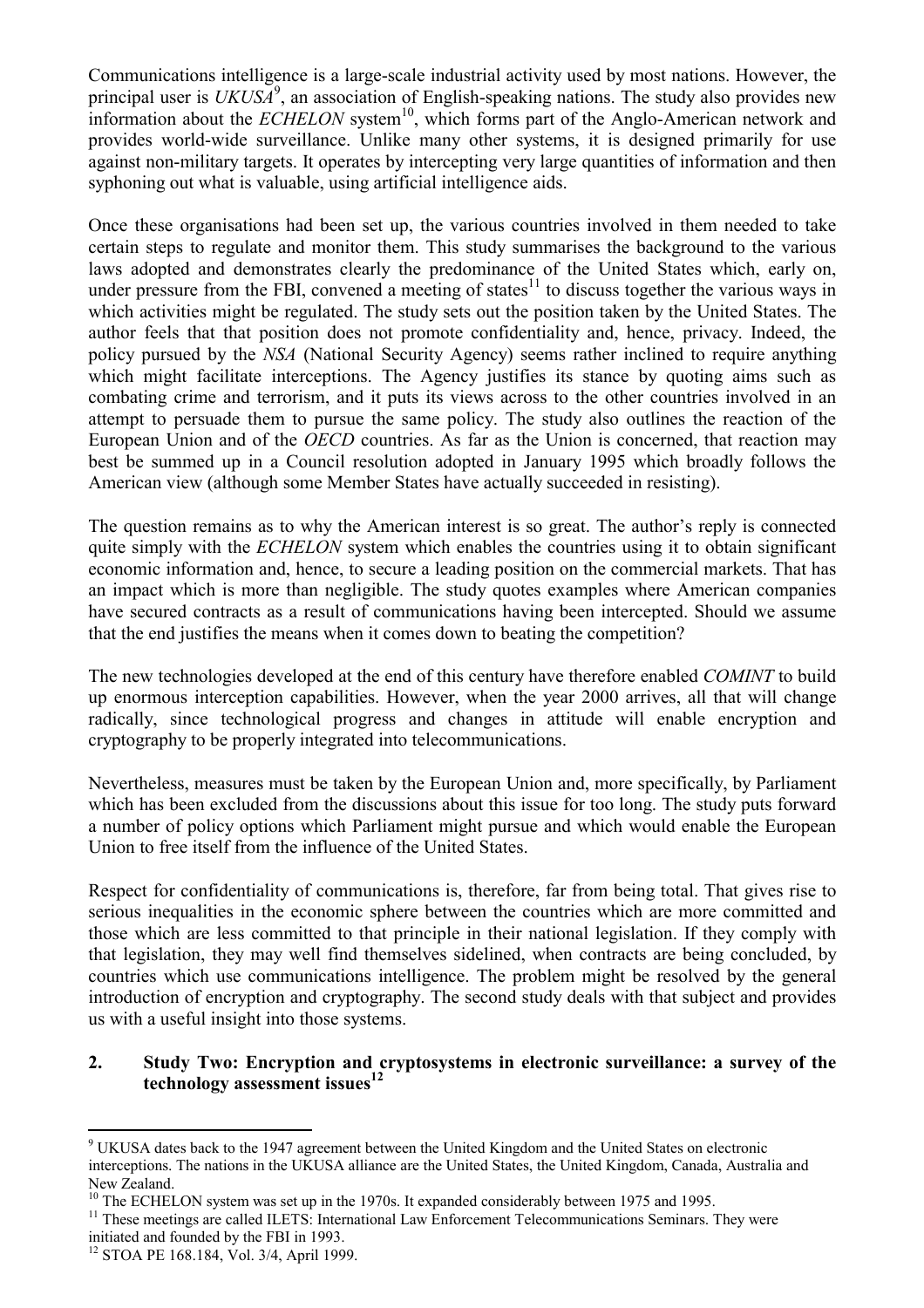Communications intelligence is a large-scale industrial activity used by most nations. However, the principal user is *UKUSA*[9], an association of English-speaking nations. The study also provides new information about the *ECHELON* system[10], which forms part of the Anglo-American network and provides world-wide surveillance. Unlike many other systems, it is designed primarily for use against non-military targets. It operates by intercepting very large quantities of information and then syphoning out what is valuable, using artificial intelligence aids.

Once these organisations had been set up, the various countries involved in them needed to take certain steps to regulate and monitor them. This study summarises the background to the various laws adopted and demonstrates clearly the predominance of the United States which, early on, under pressure from the FBI, convened a meeting of states[11] to discuss together the various ways in which activities might be regulated. The study sets out the position taken by the United States. The author feels that that position does not promote confidentiality and, hence, privacy. Indeed, the policy pursued by the *NSA* (National Security Agency) seems rather inclined to require anything which might facilitate interceptions. The Agency justifies its stance by quoting aims such as combating crime and terrorism, and it puts its views across to the other countries involved in an attempt to persuade them to pursue the same policy. The study also outlines the reaction of the European Union and of the *OECD* countries. As far as the Union is concerned, that reaction may best be summed up in a Council resolution adopted in January 1995 which broadly follows the American view (although some Member States have actually succeeded in resisting).

The question remains as to why the American interest is so great. The author's reply is connected quite simply with the *ECHELON* system which enables the countries using it to obtain significant economic information and, hence, to secure a leading position on the commercial markets. That has an impact which is more than negligible. The study quotes examples where American companies have secured contracts as a result of communications having been intercepted. Should we assume that the end justifies the means when it comes down to beating the competition?

The new technologies developed at the end of this century have therefore enabled *COMINT* to build up enormous interception capabilities. However, when the year 2000 arrives, all that will change radically, since technological progress and changes in attitude will enable encryption and cryptography to be properly integrated into telecommunications.

Nevertheless, measures must be taken by the European Union and, more specifically, by Parliament which has been excluded from the discussions about this issue for too long. The study puts forward a number of policy options which Parliament might pursue and which would enable the European Union to free itself from the influence of the United States.

Respect for confidentiality of communications is, therefore, far from being total. That gives rise to serious inequalities in the economic sphere between the countries which are more committed and those which are less committed to that principle in their national legislation. If they comply with that legislation, they may well find themselves sidelined, when contracts are being concluded, by countries which use communications intelligence. The problem might be resolved by the general introduction of encryption and cryptography. The second study deals with that subject and provides us with a useful insight into those systems.

## 2. Study Two: Encryption and cryptosystems in electronic surveillance: a survey of the technology assessment issues[12]

---

[9] UKUSA dates back to the 1947 agreement between the United Kingdom and the United States on electronic interceptions. The nations in the UKUSA alliance are the United States, the United Kingdom, Canada, Australia and New Zealand.

[10] The ECHELON system was set up in the 1970s. It expanded considerably between 1975 and 1995.

[11] These meetings are called ILETS: International Law Enforcement Telecommunications Seminars. They were initiated and founded by the FBI in 1993.

[12] STOA PE 168.184, Vol. 3/4, April 1999.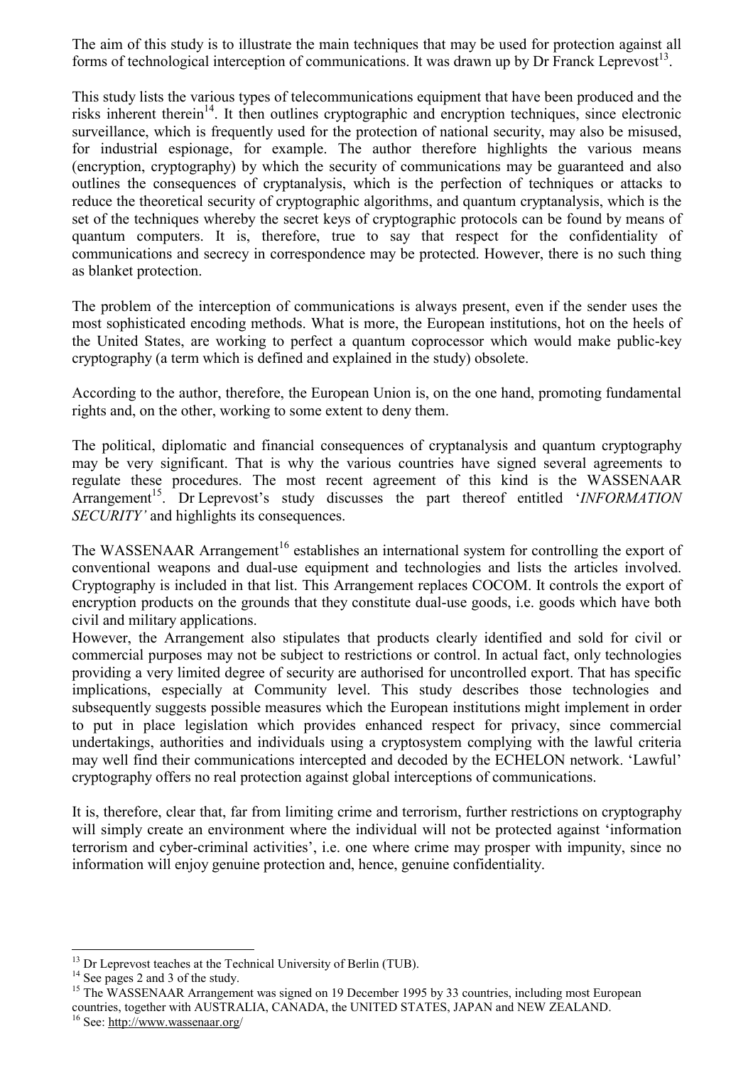The aim of this study is to illustrate the main techniques that may be used for protection against all forms of technological interception of communications. It was drawn up by Dr Franck Leprevost[13].

This study lists the various types of telecommunications equipment that have been produced and the risks inherent therein[14]. It then outlines cryptographic and encryption techniques, since electronic surveillance, which is frequently used for the protection of national security, may also be misused, for industrial espionage, for example. The author therefore highlights the various means (encryption, cryptography) by which the security of communications may be guaranteed and also outlines the consequences of cryptanalysis, which is the perfection of techniques or attacks to reduce the theoretical security of cryptographic algorithms, and quantum cryptanalysis, which is the set of the techniques whereby the secret keys of cryptographic protocols can be found by means of quantum computers. It is, therefore, true to say that respect for the confidentiality of communications and secrecy in correspondence may be protected. However, there is no such thing as blanket protection.

The problem of the interception of communications is always present, even if the sender uses the most sophisticated encoding methods. What is more, the European institutions, hot on the heels of the United States, are working to perfect a quantum coprocessor which would make public-key cryptography (a term which is defined and explained in the study) obsolete.

According to the author, therefore, the European Union is, on the one hand, promoting fundamental rights and, on the other, working to some extent to deny them.

The political, diplomatic and financial consequences of cryptanalysis and quantum cryptography may be very significant. That is why the various countries have signed several agreements to regulate these procedures. The most recent agreement of this kind is the WASSENAAR Arrangement[15]. Dr Leprevost's study discusses the part thereof entitled '*INFORMATION SECURITY'* and highlights its consequences.

The WASSENAAR Arrangement[16] establishes an international system for controlling the export of conventional weapons and dual-use equipment and technologies and lists the articles involved. Cryptography is included in that list. This Arrangement replaces COCOM. It controls the export of encryption products on the grounds that they constitute dual-use goods, i.e. goods which have both civil and military applications.
However, the Arrangement also stipulates that products clearly identified and sold for civil or commercial purposes may not be subject to restrictions or control. In actual fact, only technologies providing a very limited degree of security are authorised for uncontrolled export. That has specific implications, especially at Community level. This study describes those technologies and subsequently suggests possible measures which the European institutions might implement in order to put in place legislation which provides enhanced respect for privacy, since commercial undertakings, authorities and individuals using a cryptosystem complying with the lawful criteria may well find their communications intercepted and decoded by the ECHELON network. 'Lawful' cryptography offers no real protection against global interceptions of communications.

It is, therefore, clear that, far from limiting crime and terrorism, further restrictions on cryptography will simply create an environment where the individual will not be protected against 'information terrorism and cyber-criminal activities', i.e. one where crime may prosper with impunity, since no information will enjoy genuine protection and, hence, genuine confidentiality.

---

[13] Dr Leprevost teaches at the Technical University of Berlin (TUB).

[14] See pages 2 and 3 of the study.

[15] The WASSENAAR Arrangement was signed on 19 December 1995 by 33 countries, including most European countries, together with AUSTRALIA, CANADA, the UNITED STATES, JAPAN and NEW ZEALAND.

[16] See: http://www.wassenaar.org/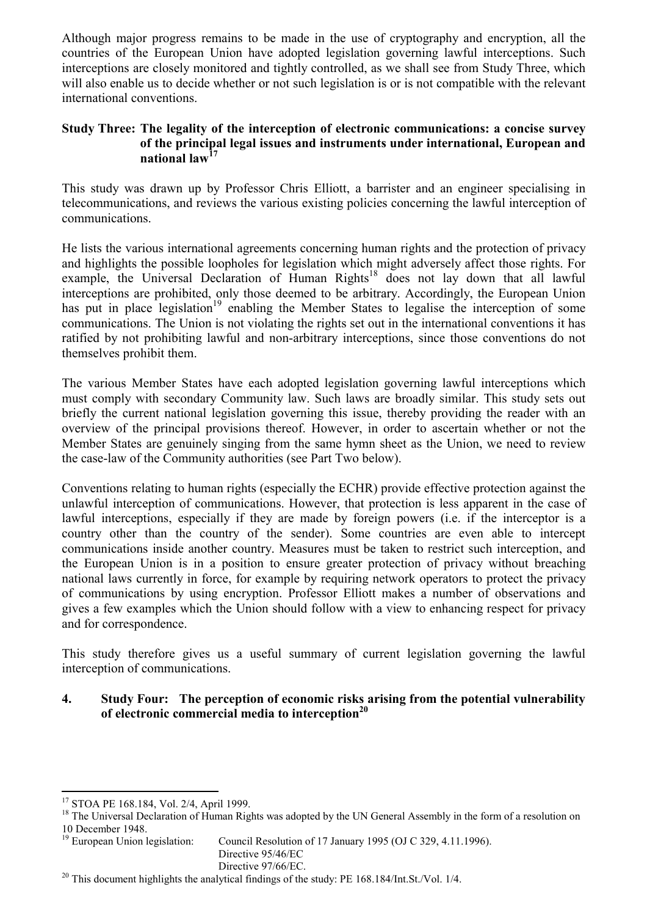Although major progress remains to be made in the use of cryptography and encryption, all the countries of the European Union have adopted legislation governing lawful interceptions. Such interceptions are closely monitored and tightly controlled, as we shall see from Study Three, which will also enable us to decide whether or not such legislation is or is not compatible with the relevant international conventions.

**Study Three: The legality of the interception of electronic communications: a concise survey of the principal legal issues and instruments under international, European and national law**[17]

This study was drawn up by Professor Chris Elliott, a barrister and an engineer specialising in telecommunications, and reviews the various existing policies concerning the lawful interception of communications.

He lists the various international agreements concerning human rights and the protection of privacy and highlights the possible loopholes for legislation which might adversely affect those rights. For example, the Universal Declaration of Human Rights[18] does not lay down that all lawful interceptions are prohibited, only those deemed to be arbitrary. Accordingly, the European Union has put in place legislation[19] enabling the Member States to legalise the interception of some communications. The Union is not violating the rights set out in the international conventions it has ratified by not prohibiting lawful and non-arbitrary interceptions, since those conventions do not themselves prohibit them.

The various Member States have each adopted legislation governing lawful interceptions which must comply with secondary Community law. Such laws are broadly similar. This study sets out briefly the current national legislation governing this issue, thereby providing the reader with an overview of the principal provisions thereof. However, in order to ascertain whether or not the Member States are genuinely singing from the same hymn sheet as the Union, we need to review the case-law of the Community authorities (see Part Two below).

Conventions relating to human rights (especially the ECHR) provide effective protection against the unlawful interception of communications. However, that protection is less apparent in the case of lawful interceptions, especially if they are made by foreign powers (i.e. if the interceptor is a country other than the country of the sender). Some countries are even able to intercept communications inside another country. Measures must be taken to restrict such interception, and the European Union is in a position to ensure greater protection of privacy without breaching national laws currently in force, for example by requiring network operators to protect the privacy of communications by using encryption. Professor Elliott makes a number of observations and gives a few examples which the Union should follow with a view to enhancing respect for privacy and for correspondence.

This study therefore gives us a useful summary of current legislation governing the lawful interception of communications.

## 4. Study Four: The perception of economic risks arising from the potential vulnerability of electronic commercial media to interception[20]

---

[17] STOA PE 168.184, Vol. 2/4, April 1999.

[18] The Universal Declaration of Human Rights was adopted by the UN General Assembly in the form of a resolution on 10 December 1948.

[19] European Union legislation: Council Resolution of 17 January 1995 (OJ C 329, 4.11.1996).
Directive 95/46/EC
Directive 97/66/EC.

[20] This document highlights the analytical findings of the study: PE 168.184/Int.St./Vol. 1/4.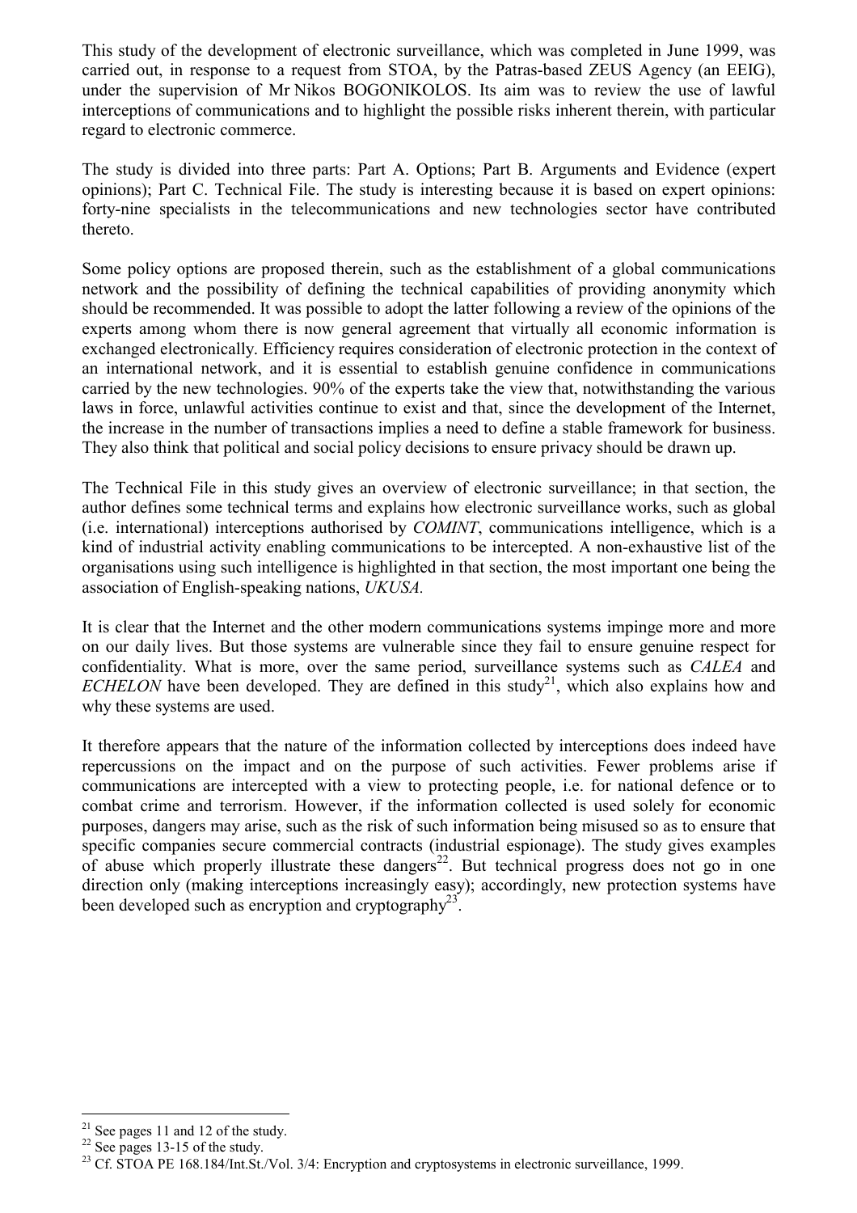This study of the development of electronic surveillance, which was completed in June 1999, was carried out, in response to a request from STOA, by the Patras-based ZEUS Agency (an EEIG), under the supervision of Mr Nikos BOGONIKOLOS. Its aim was to review the use of lawful interceptions of communications and to highlight the possible risks inherent therein, with particular regard to electronic commerce.

The study is divided into three parts: Part A. Options; Part B. Arguments and Evidence (expert opinions); Part C. Technical File. The study is interesting because it is based on expert opinions: forty-nine specialists in the telecommunications and new technologies sector have contributed thereto.

Some policy options are proposed therein, such as the establishment of a global communications network and the possibility of defining the technical capabilities of providing anonymity which should be recommended. It was possible to adopt the latter following a review of the opinions of the experts among whom there is now general agreement that virtually all economic information is exchanged electronically. Efficiency requires consideration of electronic protection in the context of an international network, and it is essential to establish genuine confidence in communications carried by the new technologies. 90% of the experts take the view that, notwithstanding the various laws in force, unlawful activities continue to exist and that, since the development of the Internet, the increase in the number of transactions implies a need to define a stable framework for business. They also think that political and social policy decisions to ensure privacy should be drawn up.

The Technical File in this study gives an overview of electronic surveillance; in that section, the author defines some technical terms and explains how electronic surveillance works, such as global (i.e. international) interceptions authorised by *COMINT*, communications intelligence, which is a kind of industrial activity enabling communications to be intercepted. A non-exhaustive list of the organisations using such intelligence is highlighted in that section, the most important one being the association of English-speaking nations, *UKUSA.*

It is clear that the Internet and the other modern communications systems impinge more and more on our daily lives. But those systems are vulnerable since they fail to ensure genuine respect for confidentiality. What is more, over the same period, surveillance systems such as *CALEA* and *ECHELON* have been developed. They are defined in this study[21], which also explains how and why these systems are used.

It therefore appears that the nature of the information collected by interceptions does indeed have repercussions on the impact and on the purpose of such activities. Fewer problems arise if communications are intercepted with a view to protecting people, i.e. for national defence or to combat crime and terrorism. However, if the information collected is used solely for economic purposes, dangers may arise, such as the risk of such information being misused so as to ensure that specific companies secure commercial contracts (industrial espionage). The study gives examples of abuse which properly illustrate these dangers[22]. But technical progress does not go in one direction only (making interceptions increasingly easy); accordingly, new protection systems have been developed such as encryption and cryptography[23].

---

[21] See pages 11 and 12 of the study.

[22] See pages 13-15 of the study.

[23] Cf. STOA PE 168.184/Int.St./Vol. 3/4: Encryption and cryptosystems in electronic surveillance, 1999.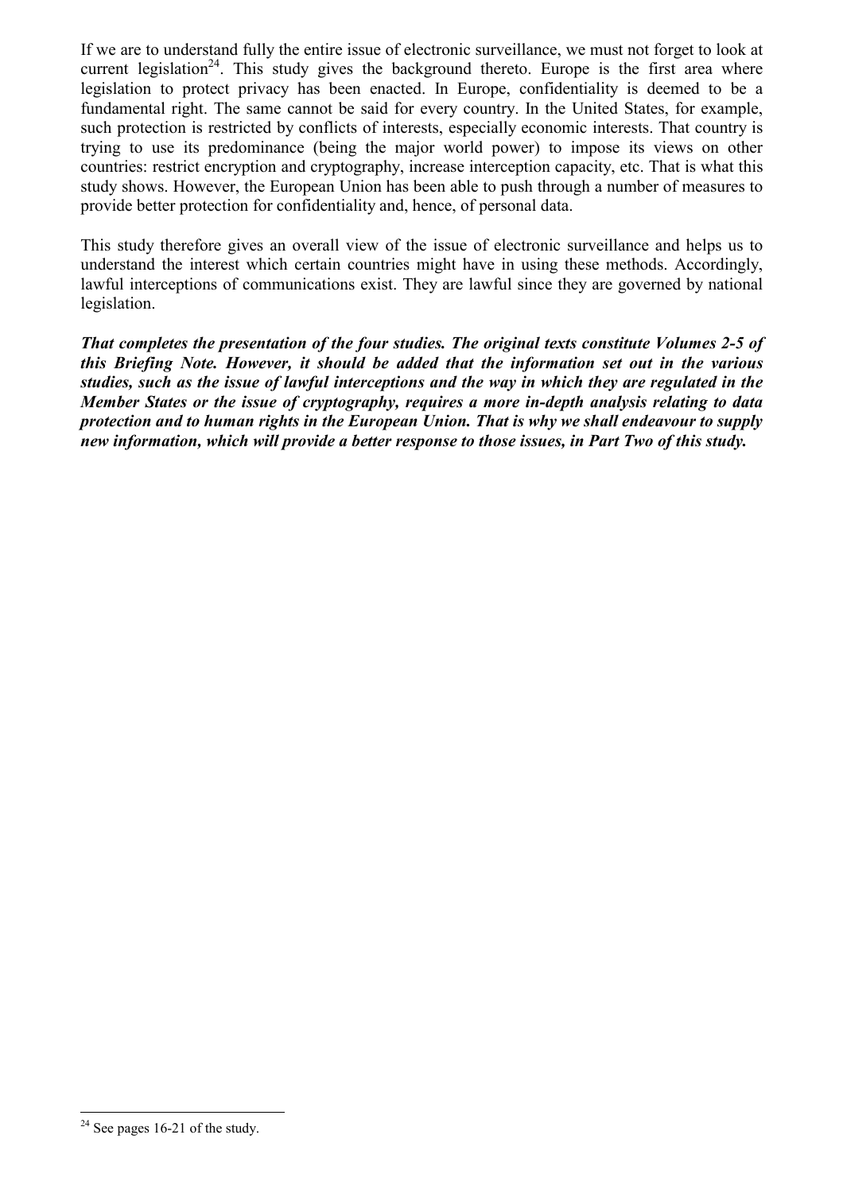If we are to understand fully the entire issue of electronic surveillance, we must not forget to look at current legislation[24]. This study gives the background thereto. Europe is the first area where legislation to protect privacy has been enacted. In Europe, confidentiality is deemed to be a fundamental right. The same cannot be said for every country. In the United States, for example, such protection is restricted by conflicts of interests, especially economic interests. That country is trying to use its predominance (being the major world power) to impose its views on other countries: restrict encryption and cryptography, increase interception capacity, etc. That is what this study shows. However, the European Union has been able to push through a number of measures to provide better protection for confidentiality and, hence, of personal data.

This study therefore gives an overall view of the issue of electronic surveillance and helps us to understand the interest which certain countries might have in using these methods. Accordingly, lawful interceptions of communications exist. They are lawful since they are governed by national legislation.

***That completes the presentation of the four studies. The original texts constitute Volumes 2-5 of this Briefing Note. However, it should be added that the information set out in the various studies, such as the issue of lawful interceptions and the way in which they are regulated in the Member States or the issue of cryptography, requires a more in-depth analysis relating to data protection and to human rights in the European Union. That is why we shall endeavour to supply new information, which will provide a better response to those issues, in Part Two of this study.***

---

[24] See pages 16-21 of the study.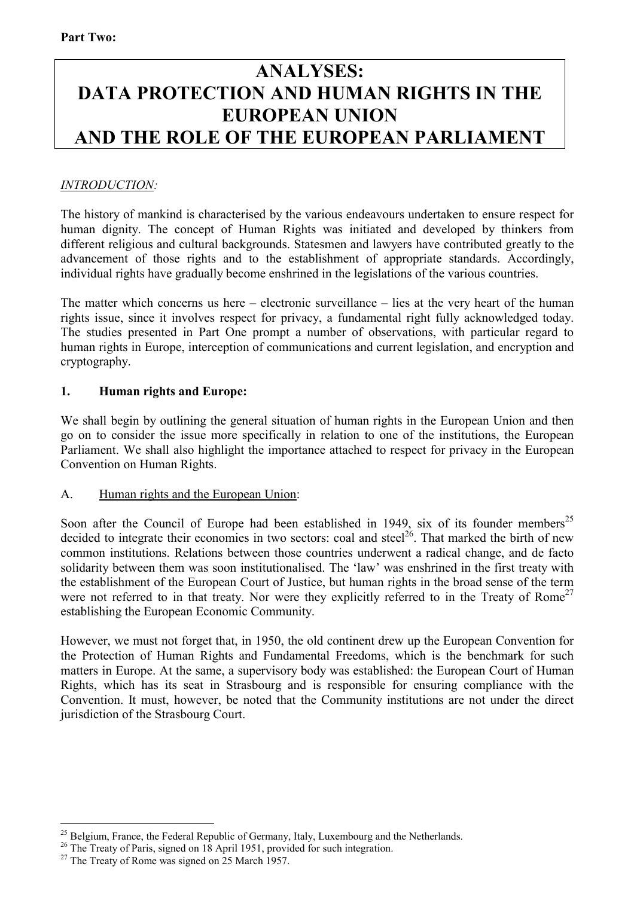**Part Two:**

# ANALYSES: DATA PROTECTION AND HUMAN RIGHTS IN THE EUROPEAN UNION AND THE ROLE OF THE EUROPEAN PARLIAMENT

*INTRODUCTION:*

The history of mankind is characterised by the various endeavours undertaken to ensure respect for human dignity. The concept of Human Rights was initiated and developed by thinkers from different religious and cultural backgrounds. Statesmen and lawyers have contributed greatly to the advancement of those rights and to the establishment of appropriate standards. Accordingly, individual rights have gradually become enshrined in the legislations of the various countries.

The matter which concerns us here – electronic surveillance – lies at the very heart of the human rights issue, since it involves respect for privacy, a fundamental right fully acknowledged today. The studies presented in Part One prompt a number of observations, with particular regard to human rights in Europe, interception of communications and current legislation, and encryption and cryptography.

## 1. Human rights and Europe:

We shall begin by outlining the general situation of human rights in the European Union and then go on to consider the issue more specifically in relation to one of the institutions, the European Parliament. We shall also highlight the importance attached to respect for privacy in the European Convention on Human Rights.

### A. Human rights and the European Union:

Soon after the Council of Europe had been established in 1949, six of its founder members[25] decided to integrate their economies in two sectors: coal and steel[26]. That marked the birth of new common institutions. Relations between those countries underwent a radical change, and de facto solidarity between them was soon institutionalised. The 'law' was enshrined in the first treaty with the establishment of the European Court of Justice, but human rights in the broad sense of the term were not referred to in that treaty. Nor were they explicitly referred to in the Treaty of Rome[27] establishing the European Economic Community.

However, we must not forget that, in 1950, the old continent drew up the European Convention for the Protection of Human Rights and Fundamental Freedoms, which is the benchmark for such matters in Europe. At the same, a supervisory body was established: the European Court of Human Rights, which has its seat in Strasbourg and is responsible for ensuring compliance with the Convention. It must, however, be noted that the Community institutions are not under the direct jurisdiction of the Strasbourg Court.

---

[25] Belgium, France, the Federal Republic of Germany, Italy, Luxembourg and the Netherlands.

[26] The Treaty of Paris, signed on 18 April 1951, provided for such integration.

[27] The Treaty of Rome was signed on 25 March 1957.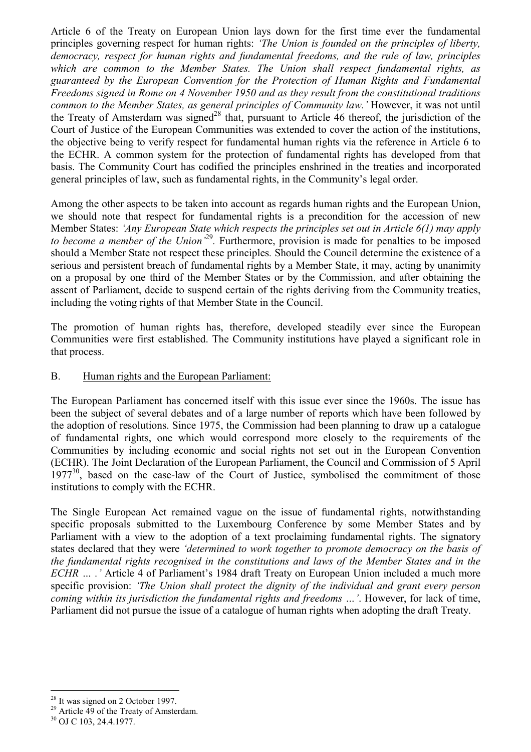Article 6 of the Treaty on European Union lays down for the first time ever the fundamental principles governing respect for human rights: *'The Union is founded on the principles of liberty, democracy, respect for human rights and fundamental freedoms, and the rule of law, principles which are common to the Member States. The Union shall respect fundamental rights, as guaranteed by the European Convention for the Protection of Human Rights and Fundamental Freedoms signed in Rome on 4 November 1950 and as they result from the constitutional traditions common to the Member States, as general principles of Community law.'* However, it was not until the Treaty of Amsterdam was signed[28] that, pursuant to Article 46 thereof, the jurisdiction of the Court of Justice of the European Communities was extended to cover the action of the institutions, the objective being to verify respect for fundamental human rights via the reference in Article 6 to the ECHR. A common system for the protection of fundamental rights has developed from that basis. The Community Court has codified the principles enshrined in the treaties and incorporated general principles of law, such as fundamental rights, in the Community's legal order.

Among the other aspects to be taken into account as regards human rights and the European Union, we should note that respect for fundamental rights is a precondition for the accession of new Member States: *'Any European State which respects the principles set out in Article 6(1) may apply to become a member of the Union'*[29]. Furthermore, provision is made for penalties to be imposed should a Member State not respect these principles. Should the Council determine the existence of a serious and persistent breach of fundamental rights by a Member State, it may, acting by unanimity on a proposal by one third of the Member States or by the Commission, and after obtaining the assent of Parliament, decide to suspend certain of the rights deriving from the Community treaties, including the voting rights of that Member State in the Council.

The promotion of human rights has, therefore, developed steadily ever since the European Communities were first established. The Community institutions have played a significant role in that process.

B. Human rights and the European Parliament:

The European Parliament has concerned itself with this issue ever since the 1960s. The issue has been the subject of several debates and of a large number of reports which have been followed by the adoption of resolutions. Since 1975, the Commission had been planning to draw up a catalogue of fundamental rights, one which would correspond more closely to the requirements of the Communities by including economic and social rights not set out in the European Convention (ECHR). The Joint Declaration of the European Parliament, the Council and Commission of 5 April 1977[30], based on the case-law of the Court of Justice, symbolised the commitment of those institutions to comply with the ECHR.

The Single European Act remained vague on the issue of fundamental rights, notwithstanding specific proposals submitted to the Luxembourg Conference by some Member States and by Parliament with a view to the adoption of a text proclaiming fundamental rights. The signatory states declared that they were *'determined to work together to promote democracy on the basis of the fundamental rights recognised in the constitutions and laws of the Member States and in the ECHR ... .'* Article 4 of Parliament's 1984 draft Treaty on European Union included a much more specific provision: *'The Union shall protect the dignity of the individual and grant every person coming within its jurisdiction the fundamental rights and freedoms ...'*. However, for lack of time, Parliament did not pursue the issue of a catalogue of human rights when adopting the draft Treaty.

---

[28] It was signed on 2 October 1997.

[29] Article 49 of the Treaty of Amsterdam.

[30] OJ C 103, 24.4.1977.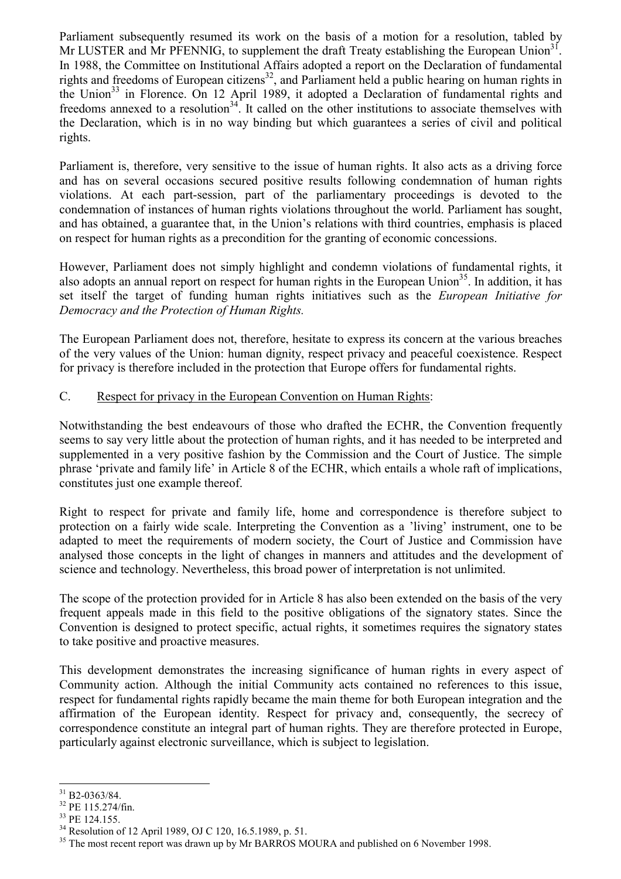Parliament subsequently resumed its work on the basis of a motion for a resolution, tabled by Mr LUSTER and Mr PFENNIG, to supplement the draft Treaty establishing the European Union[31]. In 1988, the Committee on Institutional Affairs adopted a report on the Declaration of fundamental rights and freedoms of European citizens[32], and Parliament held a public hearing on human rights in the Union[33] in Florence. On 12 April 1989, it adopted a Declaration of fundamental rights and freedoms annexed to a resolution[34]. It called on the other institutions to associate themselves with the Declaration, which is in no way binding but which guarantees a series of civil and political rights.

Parliament is, therefore, very sensitive to the issue of human rights. It also acts as a driving force and has on several occasions secured positive results following condemnation of human rights violations. At each part-session, part of the parliamentary proceedings is devoted to the condemnation of instances of human rights violations throughout the world. Parliament has sought, and has obtained, a guarantee that, in the Union's relations with third countries, emphasis is placed on respect for human rights as a precondition for the granting of economic concessions.

However, Parliament does not simply highlight and condemn violations of fundamental rights, it also adopts an annual report on respect for human rights in the European Union[35]. In addition, it has set itself the target of funding human rights initiatives such as the *European Initiative for Democracy and the Protection of Human Rights.*

The European Parliament does not, therefore, hesitate to express its concern at the various breaches of the very values of the Union: human dignity, respect privacy and peaceful coexistence. Respect for privacy is therefore included in the protection that Europe offers for fundamental rights.

C. Respect for privacy in the European Convention on Human Rights:

Notwithstanding the best endeavours of those who drafted the ECHR, the Convention frequently seems to say very little about the protection of human rights, and it has needed to be interpreted and supplemented in a very positive fashion by the Commission and the Court of Justice. The simple phrase 'private and family life' in Article 8 of the ECHR, which entails a whole raft of implications, constitutes just one example thereof.

Right to respect for private and family life, home and correspondence is therefore subject to protection on a fairly wide scale. Interpreting the Convention as a 'living' instrument, one to be adapted to meet the requirements of modern society, the Court of Justice and Commission have analysed those concepts in the light of changes in manners and attitudes and the development of science and technology. Nevertheless, this broad power of interpretation is not unlimited.

The scope of the protection provided for in Article 8 has also been extended on the basis of the very frequent appeals made in this field to the positive obligations of the signatory states. Since the Convention is designed to protect specific, actual rights, it sometimes requires the signatory states to take positive and proactive measures.

This development demonstrates the increasing significance of human rights in every aspect of Community action. Although the initial Community acts contained no references to this issue, respect for fundamental rights rapidly became the main theme for both European integration and the affirmation of the European identity. Respect for privacy and, consequently, the secrecy of correspondence constitute an integral part of human rights. They are therefore protected in Europe, particularly against electronic surveillance, which is subject to legislation.

---

[31] B2-0363/84.

[32] PE 115.274/fin.

[33] PE 124.155.

[34] Resolution of 12 April 1989, OJ C 120, 16.5.1989, p. 51.

[35] The most recent report was drawn up by Mr BARROS MOURA and published on 6 November 1998.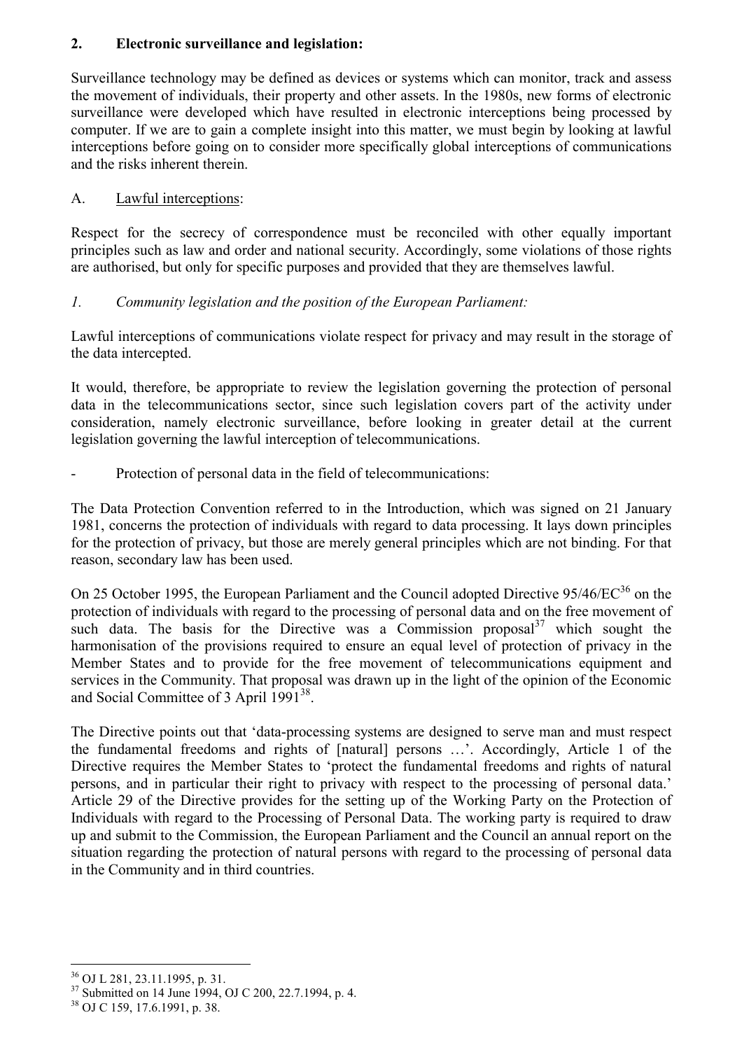## 2. Electronic surveillance and legislation:

Surveillance technology may be defined as devices or systems which can monitor, track and assess the movement of individuals, their property and other assets. In the 1980s, new forms of electronic surveillance were developed which have resulted in electronic interceptions being processed by computer. If we are to gain a complete insight into this matter, we must begin by looking at lawful interceptions before going on to consider more specifically global interceptions of communications and the risks inherent therein.

### A. Lawful interceptions:

Respect for the secrecy of correspondence must be reconciled with other equally important principles such as law and order and national security. Accordingly, some violations of those rights are authorised, but only for specific purposes and provided that they are themselves lawful.

#### *1. Community legislation and the position of the European Parliament:*

Lawful interceptions of communications violate respect for privacy and may result in the storage of the data intercepted.

It would, therefore, be appropriate to review the legislation governing the protection of personal data in the telecommunications sector, since such legislation covers part of the activity under consideration, namely electronic surveillance, before looking in greater detail at the current legislation governing the lawful interception of telecommunications.

- Protection of personal data in the field of telecommunications:

The Data Protection Convention referred to in the Introduction, which was signed on 21 January 1981, concerns the protection of individuals with regard to data processing. It lays down principles for the protection of privacy, but those are merely general principles which are not binding. For that reason, secondary law has been used.

On 25 October 1995, the European Parliament and the Council adopted Directive 95/46/EC[36] on the protection of individuals with regard to the processing of personal data and on the free movement of such data. The basis for the Directive was a Commission proposal[37] which sought the harmonisation of the provisions required to ensure an equal level of protection of privacy in the Member States and to provide for the free movement of telecommunications equipment and services in the Community. That proposal was drawn up in the light of the opinion of the Economic and Social Committee of 3 April 1991[38].

The Directive points out that 'data-processing systems are designed to serve man and must respect the fundamental freedoms and rights of [natural] persons …'. Accordingly, Article 1 of the Directive requires the Member States to 'protect the fundamental freedoms and rights of natural persons, and in particular their right to privacy with respect to the processing of personal data.' Article 29 of the Directive provides for the setting up of the Working Party on the Protection of Individuals with regard to the Processing of Personal Data. The working party is required to draw up and submit to the Commission, the European Parliament and the Council an annual report on the situation regarding the protection of natural persons with regard to the processing of personal data in the Community and in third countries.

---

[36] OJ L 281, 23.11.1995, p. 31.

[37] Submitted on 14 June 1994, OJ C 200, 22.7.1994, p. 4.

[38] OJ C 159, 17.6.1991, p. 38.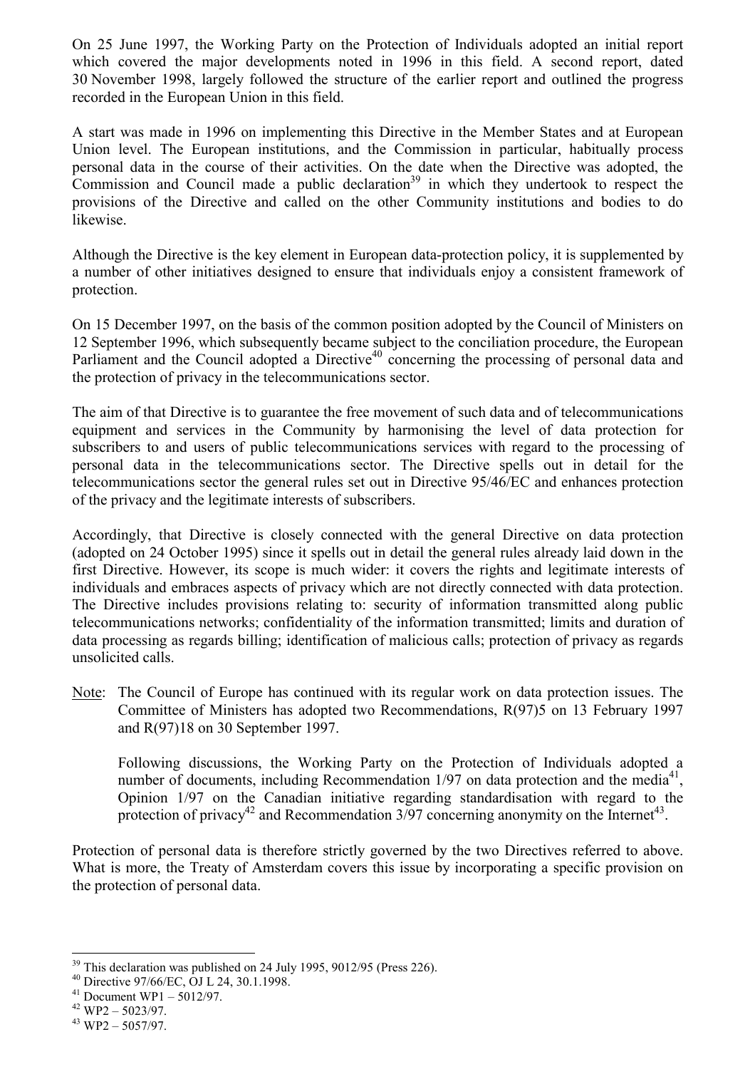On 25 June 1997, the Working Party on the Protection of Individuals adopted an initial report which covered the major developments noted in 1996 in this field. A second report, dated 30 November 1998, largely followed the structure of the earlier report and outlined the progress recorded in the European Union in this field.

A start was made in 1996 on implementing this Directive in the Member States and at European Union level. The European institutions, and the Commission in particular, habitually process personal data in the course of their activities. On the date when the Directive was adopted, the Commission and Council made a public declaration[39] in which they undertook to respect the provisions of the Directive and called on the other Community institutions and bodies to do likewise.

Although the Directive is the key element in European data-protection policy, it is supplemented by a number of other initiatives designed to ensure that individuals enjoy a consistent framework of protection.

On 15 December 1997, on the basis of the common position adopted by the Council of Ministers on 12 September 1996, which subsequently became subject to the conciliation procedure, the European Parliament and the Council adopted a Directive[40] concerning the processing of personal data and the protection of privacy in the telecommunications sector.

The aim of that Directive is to guarantee the free movement of such data and of telecommunications equipment and services in the Community by harmonising the level of data protection for subscribers to and users of public telecommunications services with regard to the processing of personal data in the telecommunications sector. The Directive spells out in detail for the telecommunications sector the general rules set out in Directive 95/46/EC and enhances protection of the privacy and the legitimate interests of subscribers.

Accordingly, that Directive is closely connected with the general Directive on data protection (adopted on 24 October 1995) since it spells out in detail the general rules already laid down in the first Directive. However, its scope is much wider: it covers the rights and legitimate interests of individuals and embraces aspects of privacy which are not directly connected with data protection. The Directive includes provisions relating to: security of information transmitted along public telecommunications networks; confidentiality of the information transmitted; limits and duration of data processing as regards billing; identification of malicious calls; protection of privacy as regards unsolicited calls.

Note: The Council of Europe has continued with its regular work on data protection issues. The Committee of Ministers has adopted two Recommendations, R(97)5 on 13 February 1997 and R(97)18 on 30 September 1997.

Following discussions, the Working Party on the Protection of Individuals adopted a number of documents, including Recommendation 1/97 on data protection and the media[41], Opinion 1/97 on the Canadian initiative regarding standardisation with regard to the protection of privacy[42] and Recommendation 3/97 concerning anonymity on the Internet[43].

Protection of personal data is therefore strictly governed by the two Directives referred to above. What is more, the Treaty of Amsterdam covers this issue by incorporating a specific provision on the protection of personal data.

---

[39] This declaration was published on 24 July 1995, 9012/95 (Press 226).

[40] Directive 97/66/EC, OJ L 24, 30.1.1998.

[41] Document WP1 – 5012/97.

[42] WP2 – 5023/97.

[43] WP2 – 5057/97.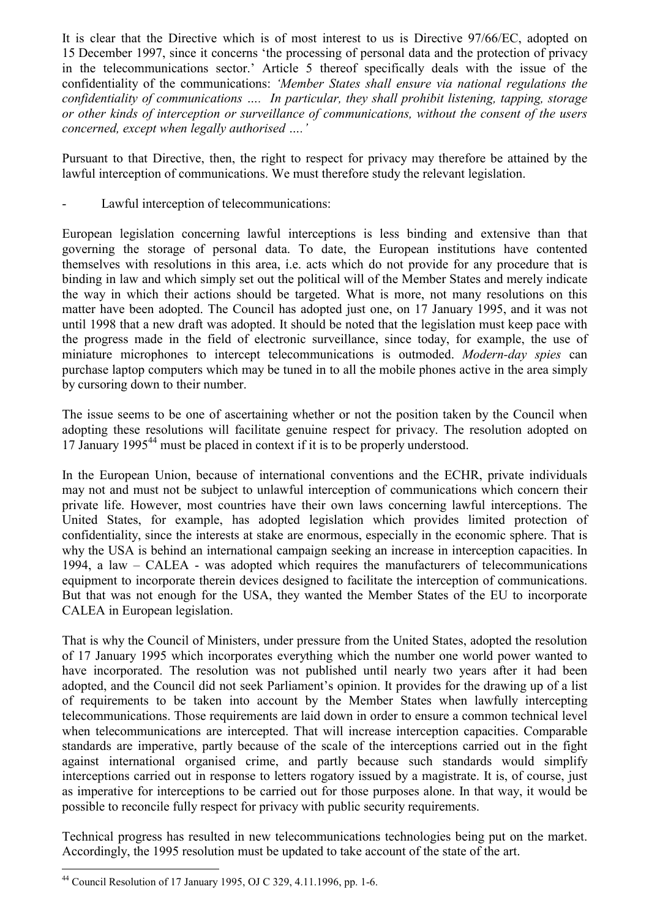It is clear that the Directive which is of most interest to us is Directive 97/66/EC, adopted on 15 December 1997, since it concerns 'the processing of personal data and the protection of privacy in the telecommunications sector.' Article 5 thereof specifically deals with the issue of the confidentiality of the communications: *'Member States shall ensure via national regulations the confidentiality of communications …. In particular, they shall prohibit listening, tapping, storage or other kinds of interception or surveillance of communications, without the consent of the users concerned, except when legally authorised ….'*

Pursuant to that Directive, then, the right to respect for privacy may therefore be attained by the lawful interception of communications. We must therefore study the relevant legislation.

- Lawful interception of telecommunications:

European legislation concerning lawful interceptions is less binding and extensive than that governing the storage of personal data. To date, the European institutions have contented themselves with resolutions in this area, i.e. acts which do not provide for any procedure that is binding in law and which simply set out the political will of the Member States and merely indicate the way in which their actions should be targeted. What is more, not many resolutions on this matter have been adopted. The Council has adopted just one, on 17 January 1995, and it was not until 1998 that a new draft was adopted. It should be noted that the legislation must keep pace with the progress made in the field of electronic surveillance, since today, for example, the use of miniature microphones to intercept telecommunications is outmoded. *Modern-day spies* can purchase laptop computers which may be tuned in to all the mobile phones active in the area simply by cursoring down to their number.

The issue seems to be one of ascertaining whether or not the position taken by the Council when adopting these resolutions will facilitate genuine respect for privacy. The resolution adopted on 17 January 1995[44] must be placed in context if it is to be properly understood.

In the European Union, because of international conventions and the ECHR, private individuals may not and must not be subject to unlawful interception of communications which concern their private life. However, most countries have their own laws concerning lawful interceptions. The United States, for example, has adopted legislation which provides limited protection of confidentiality, since the interests at stake are enormous, especially in the economic sphere. That is why the USA is behind an international campaign seeking an increase in interception capacities. In 1994, a law – CALEA - was adopted which requires the manufacturers of telecommunications equipment to incorporate therein devices designed to facilitate the interception of communications. But that was not enough for the USA, they wanted the Member States of the EU to incorporate CALEA in European legislation.

That is why the Council of Ministers, under pressure from the United States, adopted the resolution of 17 January 1995 which incorporates everything which the number one world power wanted to have incorporated. The resolution was not published until nearly two years after it had been adopted, and the Council did not seek Parliament's opinion. It provides for the drawing up of a list of requirements to be taken into account by the Member States when lawfully intercepting telecommunications. Those requirements are laid down in order to ensure a common technical level when telecommunications are intercepted. That will increase interception capacities. Comparable standards are imperative, partly because of the scale of the interceptions carried out in the fight against international organised crime, and partly because such standards would simplify interceptions carried out in response to letters rogatory issued by a magistrate. It is, of course, just as imperative for interceptions to be carried out for those purposes alone. In that way, it would be possible to reconcile fully respect for privacy with public security requirements.

Technical progress has resulted in new telecommunications technologies being put on the market. Accordingly, the 1995 resolution must be updated to take account of the state of the art.

---

[44] Council Resolution of 17 January 1995, OJ C 329, 4.11.1996, pp. 1-6.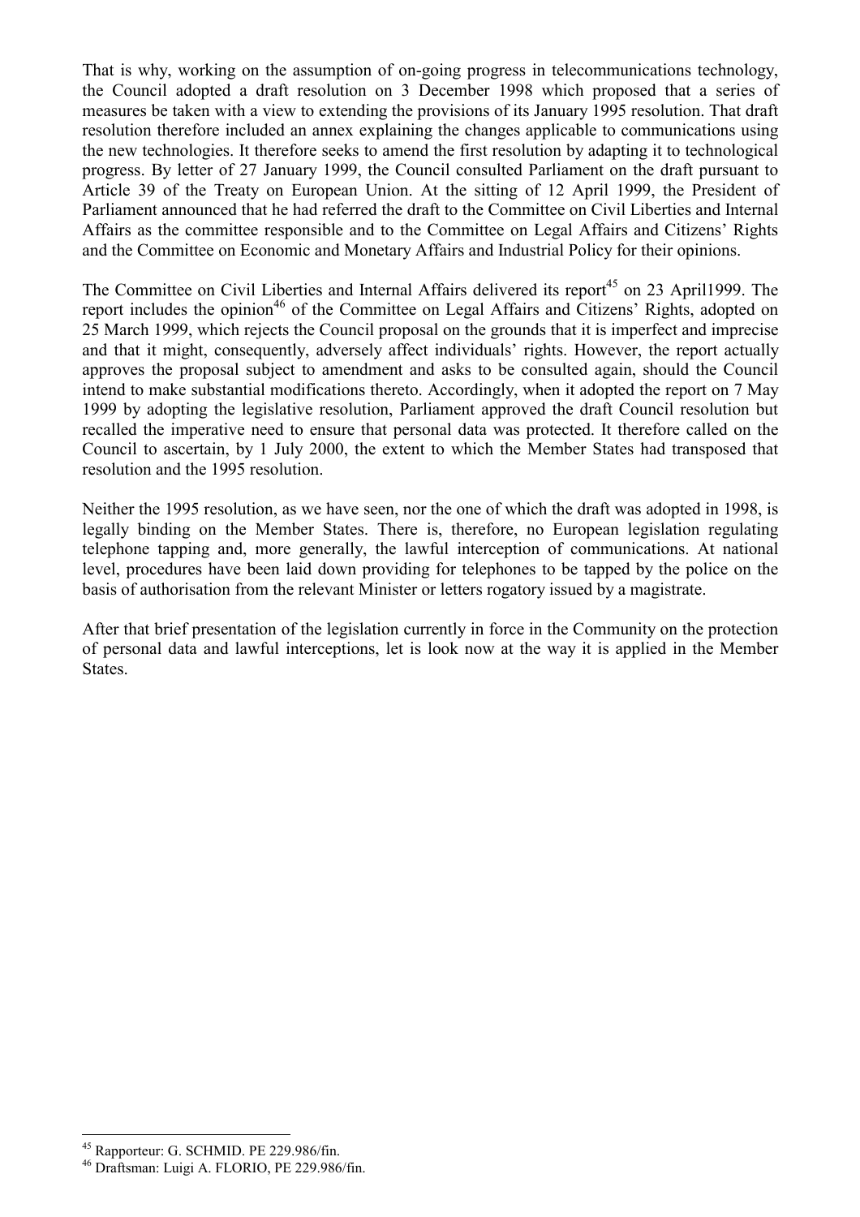That is why, working on the assumption of on-going progress in telecommunications technology, the Council adopted a draft resolution on 3 December 1998 which proposed that a series of measures be taken with a view to extending the provisions of its January 1995 resolution. That draft resolution therefore included an annex explaining the changes applicable to communications using the new technologies. It therefore seeks to amend the first resolution by adapting it to technological progress. By letter of 27 January 1999, the Council consulted Parliament on the draft pursuant to Article 39 of the Treaty on European Union. At the sitting of 12 April 1999, the President of Parliament announced that he had referred the draft to the Committee on Civil Liberties and Internal Affairs as the committee responsible and to the Committee on Legal Affairs and Citizens' Rights and the Committee on Economic and Monetary Affairs and Industrial Policy for their opinions.

The Committee on Civil Liberties and Internal Affairs delivered its report[45] on 23 April1999. The report includes the opinion[46] of the Committee on Legal Affairs and Citizens' Rights, adopted on 25 March 1999, which rejects the Council proposal on the grounds that it is imperfect and imprecise and that it might, consequently, adversely affect individuals' rights. However, the report actually approves the proposal subject to amendment and asks to be consulted again, should the Council intend to make substantial modifications thereto. Accordingly, when it adopted the report on 7 May 1999 by adopting the legislative resolution, Parliament approved the draft Council resolution but recalled the imperative need to ensure that personal data was protected. It therefore called on the Council to ascertain, by 1 July 2000, the extent to which the Member States had transposed that resolution and the 1995 resolution.

Neither the 1995 resolution, as we have seen, nor the one of which the draft was adopted in 1998, is legally binding on the Member States. There is, therefore, no European legislation regulating telephone tapping and, more generally, the lawful interception of communications. At national level, procedures have been laid down providing for telephones to be tapped by the police on the basis of authorisation from the relevant Minister or letters rogatory issued by a magistrate.

After that brief presentation of the legislation currently in force in the Community on the protection of personal data and lawful interceptions, let is look now at the way it is applied in the Member States.

---

[45] Rapporteur: G. SCHMID. PE 229.986/fin.

[46] Draftsman: Luigi A. FLORIO, PE 229.986/fin.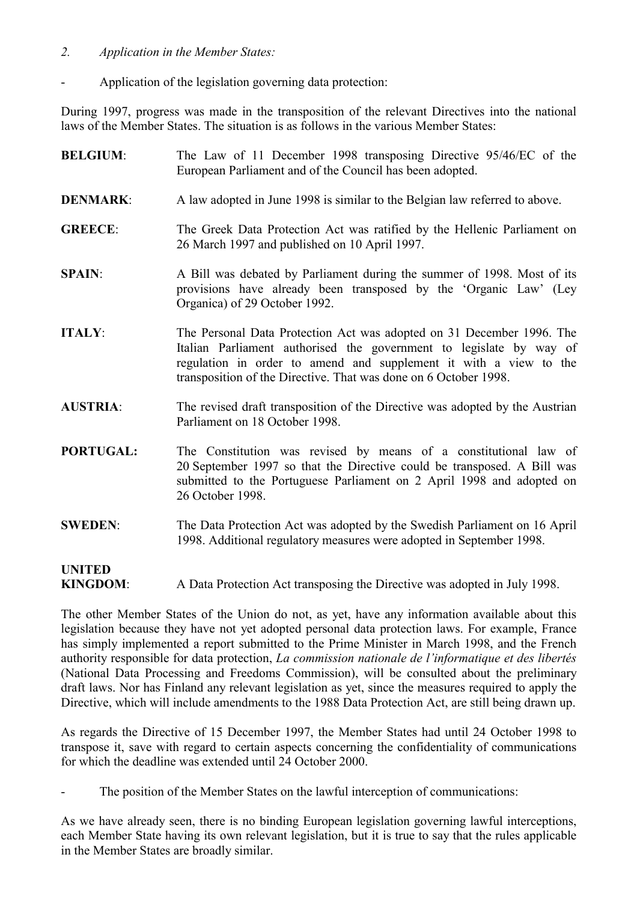*2. Application in the Member States:*

- Application of the legislation governing data protection:

During 1997, progress was made in the transposition of the relevant Directives into the national laws of the Member States. The situation is as follows in the various Member States:

**BELGIUM**: The Law of 11 December 1998 transposing Directive 95/46/EC of the European Parliament and of the Council has been adopted.

**DENMARK**: A law adopted in June 1998 is similar to the Belgian law referred to above.

**GREECE**: The Greek Data Protection Act was ratified by the Hellenic Parliament on 26 March 1997 and published on 10 April 1997.

**SPAIN**: A Bill was debated by Parliament during the summer of 1998. Most of its provisions have already been transposed by the 'Organic Law' (Ley Organica) of 29 October 1992.

**ITALY**: The Personal Data Protection Act was adopted on 31 December 1996. The Italian Parliament authorised the government to legislate by way of regulation in order to amend and supplement it with a view to the transposition of the Directive. That was done on 6 October 1998.

**AUSTRIA**: The revised draft transposition of the Directive was adopted by the Austrian Parliament on 18 October 1998.

**PORTUGAL:** The Constitution was revised by means of a constitutional law of 20 September 1997 so that the Directive could be transposed. A Bill was submitted to the Portuguese Parliament on 2 April 1998 and adopted on 26 October 1998.

**SWEDEN**: The Data Protection Act was adopted by the Swedish Parliament on 16 April 1998. Additional regulatory measures were adopted in September 1998.

**UNITED KINGDOM**: A Data Protection Act transposing the Directive was adopted in July 1998.

The other Member States of the Union do not, as yet, have any information available about this legislation because they have not yet adopted personal data protection laws. For example, France has simply implemented a report submitted to the Prime Minister in March 1998, and the French authority responsible for data protection, *La commission nationale de l'informatique et des libertés* (National Data Processing and Freedoms Commission), will be consulted about the preliminary draft laws. Nor has Finland any relevant legislation as yet, since the measures required to apply the Directive, which will include amendments to the 1988 Data Protection Act, are still being drawn up.

As regards the Directive of 15 December 1997, the Member States had until 24 October 1998 to transpose it, save with regard to certain aspects concerning the confidentiality of communications for which the deadline was extended until 24 October 2000.

- The position of the Member States on the lawful interception of communications:

As we have already seen, there is no binding European legislation governing lawful interceptions, each Member State having its own relevant legislation, but it is true to say that the rules applicable in the Member States are broadly similar.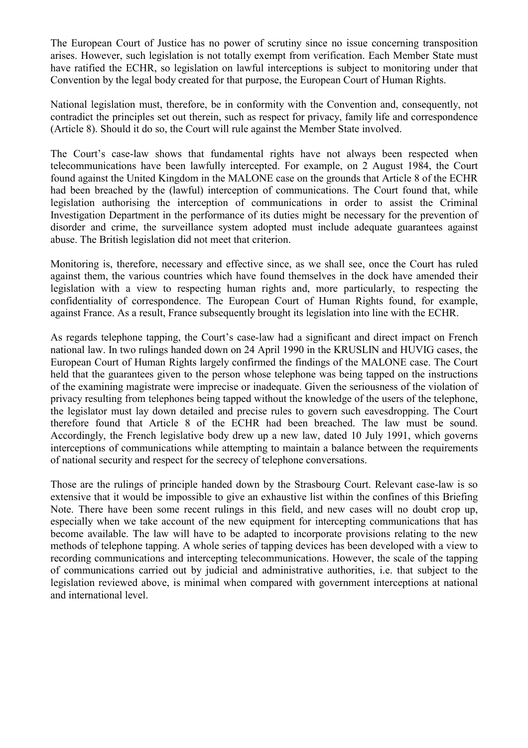The European Court of Justice has no power of scrutiny since no issue concerning transposition arises. However, such legislation is not totally exempt from verification. Each Member State must have ratified the ECHR, so legislation on lawful interceptions is subject to monitoring under that Convention by the legal body created for that purpose, the European Court of Human Rights.

National legislation must, therefore, be in conformity with the Convention and, consequently, not contradict the principles set out therein, such as respect for privacy, family life and correspondence (Article 8). Should it do so, the Court will rule against the Member State involved.

The Court's case-law shows that fundamental rights have not always been respected when telecommunications have been lawfully intercepted. For example, on 2 August 1984, the Court found against the United Kingdom in the MALONE case on the grounds that Article 8 of the ECHR had been breached by the (lawful) interception of communications. The Court found that, while legislation authorising the interception of communications in order to assist the Criminal Investigation Department in the performance of its duties might be necessary for the prevention of disorder and crime, the surveillance system adopted must include adequate guarantees against abuse. The British legislation did not meet that criterion.

Monitoring is, therefore, necessary and effective since, as we shall see, once the Court has ruled against them, the various countries which have found themselves in the dock have amended their legislation with a view to respecting human rights and, more particularly, to respecting the confidentiality of correspondence. The European Court of Human Rights found, for example, against France. As a result, France subsequently brought its legislation into line with the ECHR.

As regards telephone tapping, the Court's case-law had a significant and direct impact on French national law. In two rulings handed down on 24 April 1990 in the KRUSLIN and HUVIG cases, the European Court of Human Rights largely confirmed the findings of the MALONE case. The Court held that the guarantees given to the person whose telephone was being tapped on the instructions of the examining magistrate were imprecise or inadequate. Given the seriousness of the violation of privacy resulting from telephones being tapped without the knowledge of the users of the telephone, the legislator must lay down detailed and precise rules to govern such eavesdropping. The Court therefore found that Article 8 of the ECHR had been breached. The law must be sound. Accordingly, the French legislative body drew up a new law, dated 10 July 1991, which governs interceptions of communications while attempting to maintain a balance between the requirements of national security and respect for the secrecy of telephone conversations.

Those are the rulings of principle handed down by the Strasbourg Court. Relevant case-law is so extensive that it would be impossible to give an exhaustive list within the confines of this Briefing Note. There have been some recent rulings in this field, and new cases will no doubt crop up, especially when we take account of the new equipment for intercepting communications that has become available. The law will have to be adapted to incorporate provisions relating to the new methods of telephone tapping. A whole series of tapping devices has been developed with a view to recording communications and intercepting telecommunications. However, the scale of the tapping of communications carried out by judicial and administrative authorities, i.e. that subject to the legislation reviewed above, is minimal when compared with government interceptions at national and international level.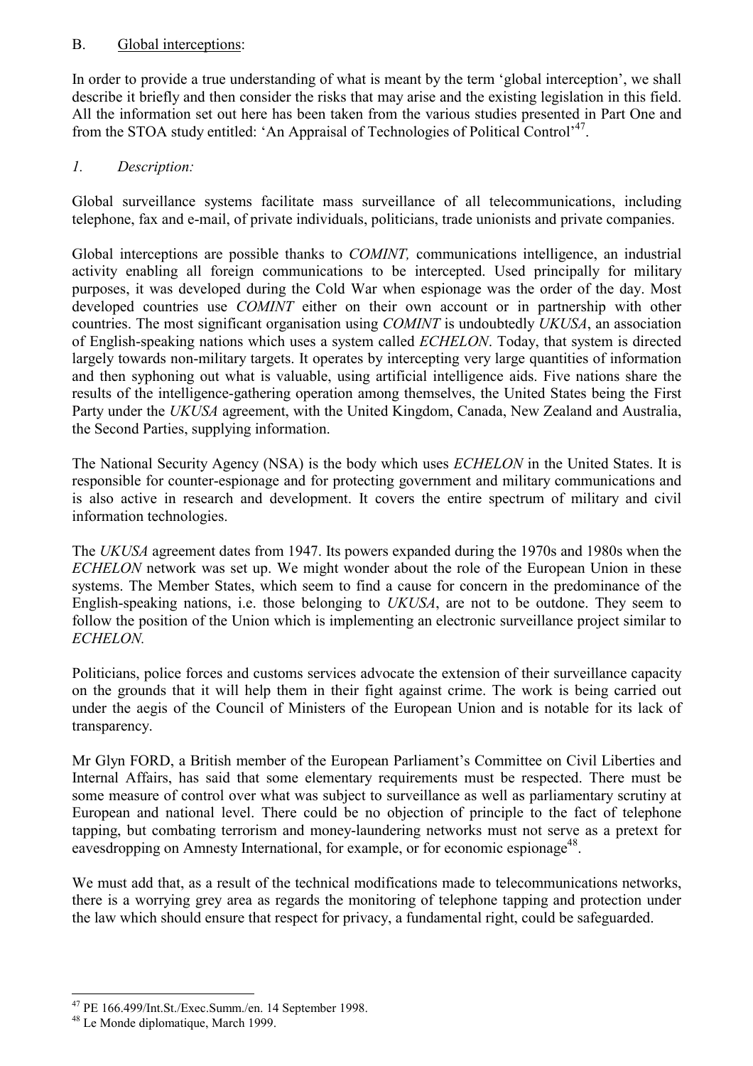## B. Global interceptions:

In order to provide a true understanding of what is meant by the term 'global interception', we shall describe it briefly and then consider the risks that may arise and the existing legislation in this field. All the information set out here has been taken from the various studies presented in Part One and from the STOA study entitled: 'An Appraisal of Technologies of Political Control'[47].

### *1. Description:*

Global surveillance systems facilitate mass surveillance of all telecommunications, including telephone, fax and e-mail, of private individuals, politicians, trade unionists and private companies.

Global interceptions are possible thanks to *COMINT,* communications intelligence, an industrial activity enabling all foreign communications to be intercepted. Used principally for military purposes, it was developed during the Cold War when espionage was the order of the day. Most developed countries use *COMINT* either on their own account or in partnership with other countries. The most significant organisation using *COMINT* is undoubtedly *UKUSA*, an association of English-speaking nations which uses a system called *ECHELON*. Today, that system is directed largely towards non-military targets. It operates by intercepting very large quantities of information and then syphoning out what is valuable, using artificial intelligence aids. Five nations share the results of the intelligence-gathering operation among themselves, the United States being the First Party under the *UKUSA* agreement, with the United Kingdom, Canada, New Zealand and Australia, the Second Parties, supplying information.

The National Security Agency (NSA) is the body which uses *ECHELON* in the United States. It is responsible for counter-espionage and for protecting government and military communications and is also active in research and development. It covers the entire spectrum of military and civil information technologies.

The *UKUSA* agreement dates from 1947. Its powers expanded during the 1970s and 1980s when the *ECHELON* network was set up. We might wonder about the role of the European Union in these systems. The Member States, which seem to find a cause for concern in the predominance of the English-speaking nations, i.e. those belonging to *UKUSA*, are not to be outdone. They seem to follow the position of the Union which is implementing an electronic surveillance project similar to *ECHELON.*

Politicians, police forces and customs services advocate the extension of their surveillance capacity on the grounds that it will help them in their fight against crime. The work is being carried out under the aegis of the Council of Ministers of the European Union and is notable for its lack of transparency.

Mr Glyn FORD, a British member of the European Parliament's Committee on Civil Liberties and Internal Affairs, has said that some elementary requirements must be respected. There must be some measure of control over what was subject to surveillance as well as parliamentary scrutiny at European and national level. There could be no objection of principle to the fact of telephone tapping, but combating terrorism and money-laundering networks must not serve as a pretext for eavesdropping on Amnesty International, for example, or for economic espionage[48].

We must add that, as a result of the technical modifications made to telecommunications networks, there is a worrying grey area as regards the monitoring of telephone tapping and protection under the law which should ensure that respect for privacy, a fundamental right, could be safeguarded.

---

[47] PE 166.499/Int.St./Exec.Summ./en. 14 September 1998.

[48] Le Monde diplomatique, March 1999.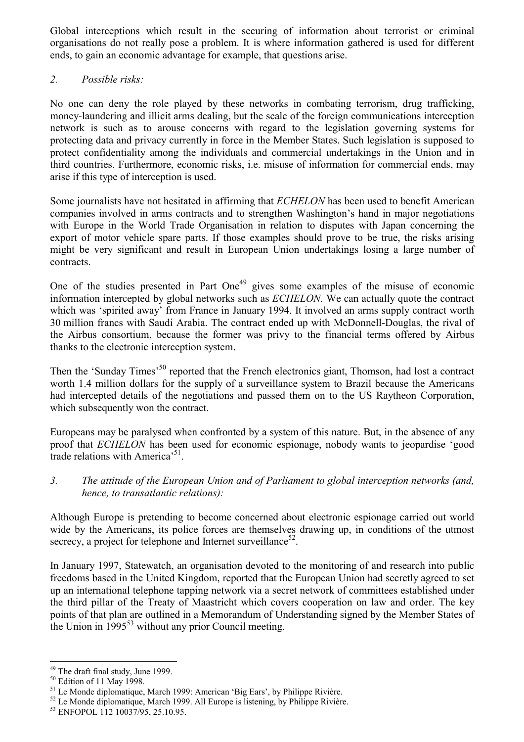Global interceptions which result in the securing of information about terrorist or criminal organisations do not really pose a problem. It is where information gathered is used for different ends, to gain an economic advantage for example, that questions arise.

*2. Possible risks:*

No one can deny the role played by these networks in combating terrorism, drug trafficking, money-laundering and illicit arms dealing, but the scale of the foreign communications interception network is such as to arouse concerns with regard to the legislation governing systems for protecting data and privacy currently in force in the Member States. Such legislation is supposed to protect confidentiality among the individuals and commercial undertakings in the Union and in third countries. Furthermore, economic risks, i.e. misuse of information for commercial ends, may arise if this type of interception is used.

Some journalists have not hesitated in affirming that *ECHELON* has been used to benefit American companies involved in arms contracts and to strengthen Washington's hand in major negotiations with Europe in the World Trade Organisation in relation to disputes with Japan concerning the export of motor vehicle spare parts. If those examples should prove to be true, the risks arising might be very significant and result in European Union undertakings losing a large number of contracts.

One of the studies presented in Part One[49] gives some examples of the misuse of economic information intercepted by global networks such as *ECHELON.* We can actually quote the contract which was 'spirited away' from France in January 1994. It involved an arms supply contract worth 30 million francs with Saudi Arabia. The contract ended up with McDonnell-Douglas, the rival of the Airbus consortium, because the former was privy to the financial terms offered by Airbus thanks to the electronic interception system.

Then the 'Sunday Times'[50] reported that the French electronics giant, Thomson, had lost a contract worth 1.4 million dollars for the supply of a surveillance system to Brazil because the Americans had intercepted details of the negotiations and passed them on to the US Raytheon Corporation, which subsequently won the contract.

Europeans may be paralysed when confronted by a system of this nature. But, in the absence of any proof that *ECHELON* has been used for economic espionage, nobody wants to jeopardise 'good trade relations with America'[51].

*3. The attitude of the European Union and of Parliament to global interception networks (and, hence, to transatlantic relations):*

Although Europe is pretending to become concerned about electronic espionage carried out world wide by the Americans, its police forces are themselves drawing up, in conditions of the utmost secrecy, a project for telephone and Internet surveillance[52].

In January 1997, Statewatch, an organisation devoted to the monitoring of and research into public freedoms based in the United Kingdom, reported that the European Union had secretly agreed to set up an international telephone tapping network via a secret network of committees established under the third pillar of the Treaty of Maastricht which covers cooperation on law and order. The key points of that plan are outlined in a Memorandum of Understanding signed by the Member States of the Union in 1995[53] without any prior Council meeting.

---

[49] The draft final study, June 1999.

[50] Edition of 11 May 1998.

[51] Le Monde diplomatique, March 1999: American 'Big Ears', by Philippe Rivière.

[52] Le Monde diplomatique, March 1999. All Europe is listening, by Philippe Rivière.

[53] ENFOPOL 112 10037/95, 25.10.95.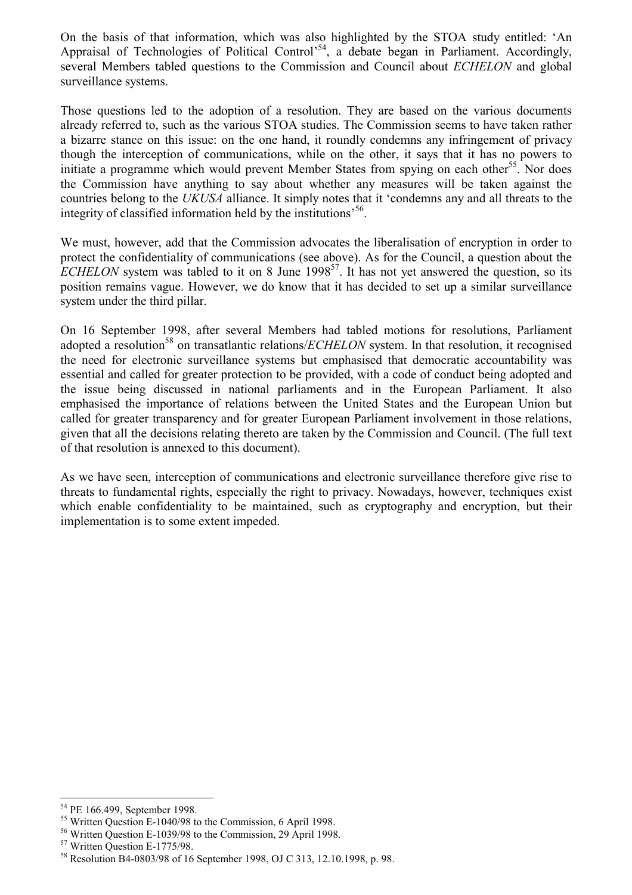On the basis of that information, which was also highlighted by the STOA study entitled: 'An Appraisal of Technologies of Political Control'[54], a debate began in Parliament. Accordingly, several Members tabled questions to the Commission and Council about *ECHELON* and global surveillance systems.

Those questions led to the adoption of a resolution. They are based on the various documents already referred to, such as the various STOA studies. The Commission seems to have taken rather a bizarre stance on this issue: on the one hand, it roundly condemns any infringement of privacy though the interception of communications, while on the other, it says that it has no powers to initiate a programme which would prevent Member States from spying on each other[55]. Nor does the Commission have anything to say about whether any measures will be taken against the countries belong to the *UKUSA* alliance. It simply notes that it 'condemns any and all threats to the integrity of classified information held by the institutions'[56].

We must, however, add that the Commission advocates the liberalisation of encryption in order to protect the confidentiality of communications (see above). As for the Council, a question about the *ECHELON* system was tabled to it on 8 June 1998[57]. It has not yet answered the question, so its position remains vague. However, we do know that it has decided to set up a similar surveillance system under the third pillar.

On 16 September 1998, after several Members had tabled motions for resolutions, Parliament adopted a resolution[58] on transatlantic relations/*ECHELON* system. In that resolution, it recognised the need for electronic surveillance systems but emphasised that democratic accountability was essential and called for greater protection to be provided, with a code of conduct being adopted and the issue being discussed in national parliaments and in the European Parliament. It also emphasised the importance of relations between the United States and the European Union but called for greater transparency and for greater European Parliament involvement in those relations, given that all the decisions relating thereto are taken by the Commission and Council. (The full text of that resolution is annexed to this document).

As we have seen, interception of communications and electronic surveillance therefore give rise to threats to fundamental rights, especially the right to privacy. Nowadays, however, techniques exist which enable confidentiality to be maintained, such as cryptography and encryption, but their implementation is to some extent impeded.

---

[54] PE 166.499, September 1998.

[55] Written Question E-1040/98 to the Commission, 6 April 1998.

[56] Written Question E-1039/98 to the Commission, 29 April 1998.

[57] Written Question E-1775/98.

[58] Resolution B4-0803/98 of 16 September 1998, OJ C 313, 12.10.1998, p. 98.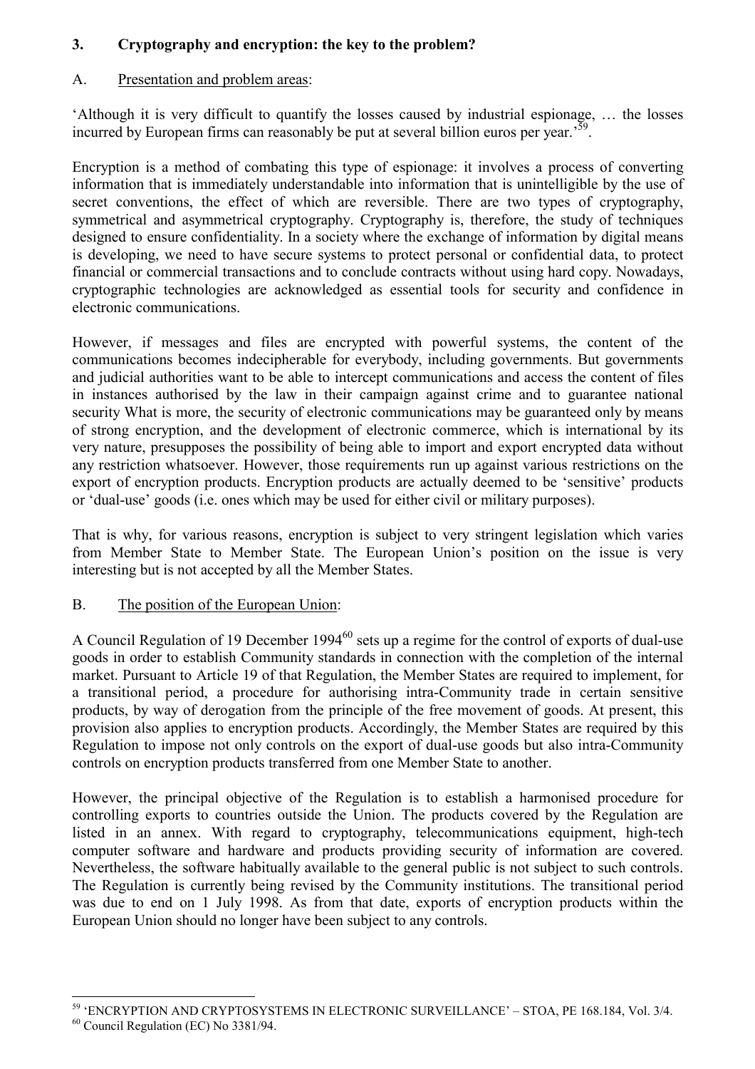## 3. Cryptography and encryption: the key to the problem?

### A. Presentation and problem areas:

'Although it is very difficult to quantify the losses caused by industrial espionage, … the losses incurred by European firms can reasonably be put at several billion euros per year.'[59].

Encryption is a method of combating this type of espionage: it involves a process of converting information that is immediately understandable into information that is unintelligible by the use of secret conventions, the effect of which are reversible. There are two types of cryptography, symmetrical and asymmetrical cryptography. Cryptography is, therefore, the study of techniques designed to ensure confidentiality. In a society where the exchange of information by digital means is developing, we need to have secure systems to protect personal or confidential data, to protect financial or commercial transactions and to conclude contracts without using hard copy. Nowadays, cryptographic technologies are acknowledged as essential tools for security and confidence in electronic communications.

However, if messages and files are encrypted with powerful systems, the content of the communications becomes indecipherable for everybody, including governments. But governments and judicial authorities want to be able to intercept communications and access the content of files in instances authorised by the law in their campaign against crime and to guarantee national security What is more, the security of electronic communications may be guaranteed only by means of strong encryption, and the development of electronic commerce, which is international by its very nature, presupposes the possibility of being able to import and export encrypted data without any restriction whatsoever. However, those requirements run up against various restrictions on the export of encryption products. Encryption products are actually deemed to be 'sensitive' products or 'dual-use' goods (i.e. ones which may be used for either civil or military purposes).

That is why, for various reasons, encryption is subject to very stringent legislation which varies from Member State to Member State. The European Union's position on the issue is very interesting but is not accepted by all the Member States.

### B. The position of the European Union:

A Council Regulation of 19 December 1994[60] sets up a regime for the control of exports of dual-use goods in order to establish Community standards in connection with the completion of the internal market. Pursuant to Article 19 of that Regulation, the Member States are required to implement, for a transitional period, a procedure for authorising intra-Community trade in certain sensitive products, by way of derogation from the principle of the free movement of goods. At present, this provision also applies to encryption products. Accordingly, the Member States are required by this Regulation to impose not only controls on the export of dual-use goods but also intra-Community controls on encryption products transferred from one Member State to another.

However, the principal objective of the Regulation is to establish a harmonised procedure for controlling exports to countries outside the Union. The products covered by the Regulation are listed in an annex. With regard to cryptography, telecommunications equipment, high-tech computer software and hardware and products providing security of information are covered. Nevertheless, the software habitually available to the general public is not subject to such controls. The Regulation is currently being revised by the Community institutions. The transitional period was due to end on 1 July 1998. As from that date, exports of encryption products within the European Union should no longer have been subject to any controls.

---

[59] 'ENCRYPTION AND CRYPTOSYSTEMS IN ELECTRONIC SURVEILLANCE' – STOA, PE 168.184, Vol. 3/4.

[60] Council Regulation (EC) No 3381/94.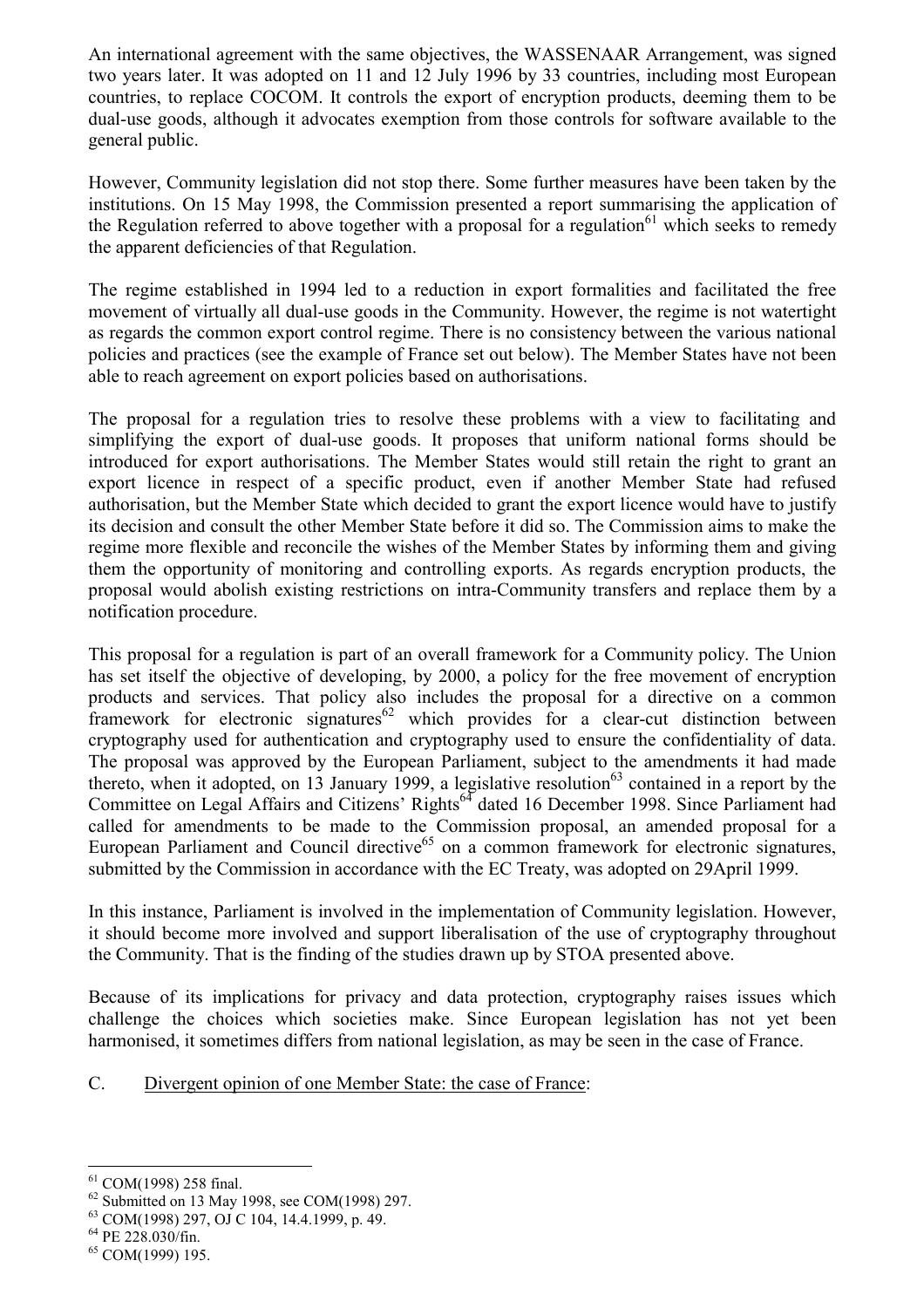An international agreement with the same objectives, the WASSENAAR Arrangement, was signed two years later. It was adopted on 11 and 12 July 1996 by 33 countries, including most European countries, to replace COCOM. It controls the export of encryption products, deeming them to be dual-use goods, although it advocates exemption from those controls for software available to the general public.

However, Community legislation did not stop there. Some further measures have been taken by the institutions. On 15 May 1998, the Commission presented a report summarising the application of the Regulation referred to above together with a proposal for a regulation[61] which seeks to remedy the apparent deficiencies of that Regulation.

The regime established in 1994 led to a reduction in export formalities and facilitated the free movement of virtually all dual-use goods in the Community. However, the regime is not watertight as regards the common export control regime. There is no consistency between the various national policies and practices (see the example of France set out below). The Member States have not been able to reach agreement on export policies based on authorisations.

The proposal for a regulation tries to resolve these problems with a view to facilitating and simplifying the export of dual-use goods. It proposes that uniform national forms should be introduced for export authorisations. The Member States would still retain the right to grant an export licence in respect of a specific product, even if another Member State had refused authorisation, but the Member State which decided to grant the export licence would have to justify its decision and consult the other Member State before it did so. The Commission aims to make the regime more flexible and reconcile the wishes of the Member States by informing them and giving them the opportunity of monitoring and controlling exports. As regards encryption products, the proposal would abolish existing restrictions on intra-Community transfers and replace them by a notification procedure.

This proposal for a regulation is part of an overall framework for a Community policy. The Union has set itself the objective of developing, by 2000, a policy for the free movement of encryption products and services. That policy also includes the proposal for a directive on a common framework for electronic signatures[62] which provides for a clear-cut distinction between cryptography used for authentication and cryptography used to ensure the confidentiality of data. The proposal was approved by the European Parliament, subject to the amendments it had made thereto, when it adopted, on 13 January 1999, a legislative resolution[63] contained in a report by the Committee on Legal Affairs and Citizens' Rights[64] dated 16 December 1998. Since Parliament had called for amendments to be made to the Commission proposal, an amended proposal for a European Parliament and Council directive[65] on a common framework for electronic signatures, submitted by the Commission in accordance with the EC Treaty, was adopted on 29April 1999.

In this instance, Parliament is involved in the implementation of Community legislation. However, it should become more involved and support liberalisation of the use of cryptography throughout the Community. That is the finding of the studies drawn up by STOA presented above.

Because of its implications for privacy and data protection, cryptography raises issues which challenge the choices which societies make. Since European legislation has not yet been harmonised, it sometimes differs from national legislation, as may be seen in the case of France.

C. Divergent opinion of one Member State: the case of France:

[61] COM(1998) 258 final.
[62] Submitted on 13 May 1998, see COM(1998) 297.
[63] COM(1998) 297, OJ C 104, 14.4.1999, p. 49.
[64] PE 228.030/fin.
[65] COM(1999) 195.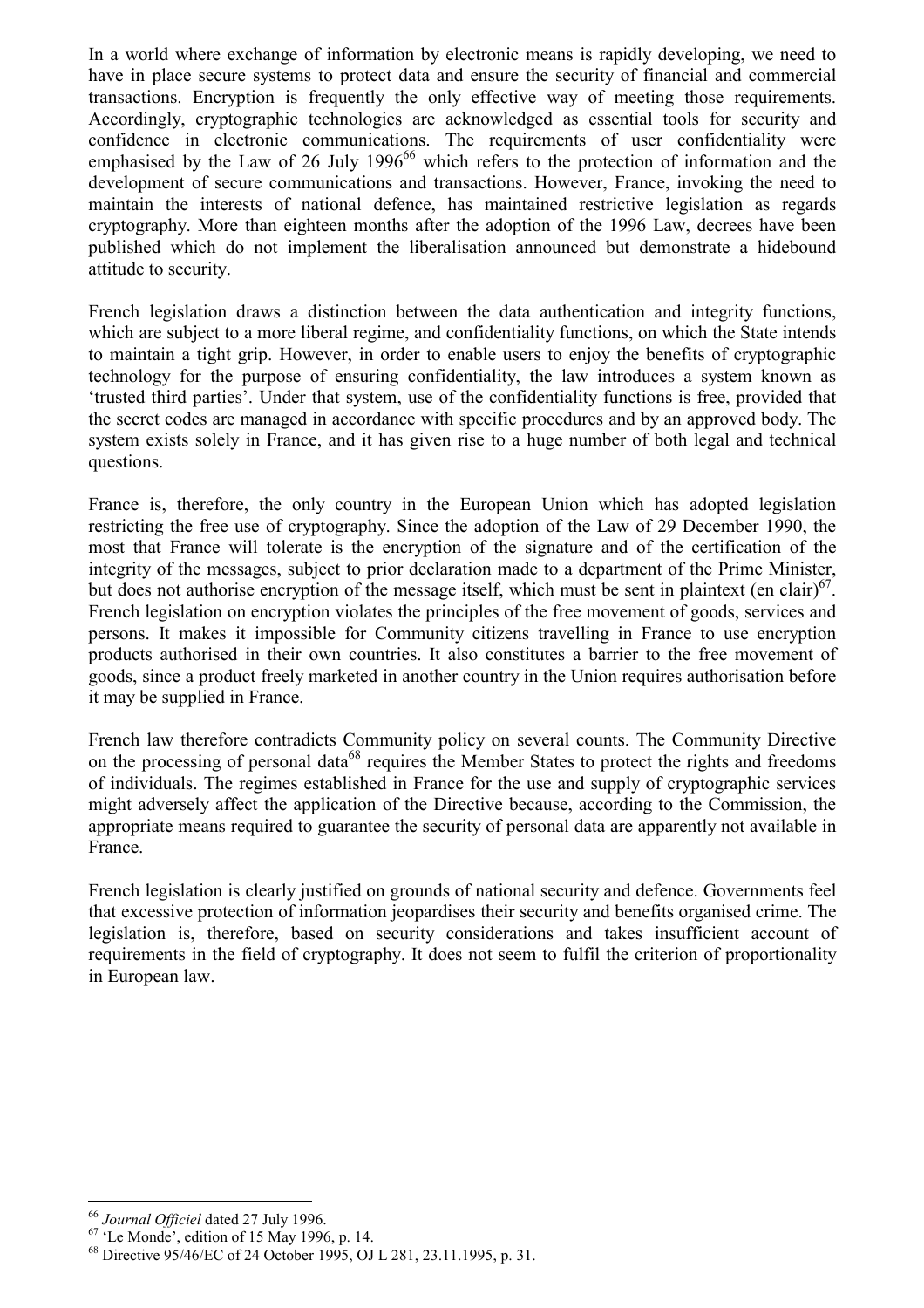In a world where exchange of information by electronic means is rapidly developing, we need to have in place secure systems to protect data and ensure the security of financial and commercial transactions. Encryption is frequently the only effective way of meeting those requirements. Accordingly, cryptographic technologies are acknowledged as essential tools for security and confidence in electronic communications. The requirements of user confidentiality were emphasised by the Law of 26 July 1996[66] which refers to the protection of information and the development of secure communications and transactions. However, France, invoking the need to maintain the interests of national defence, has maintained restrictive legislation as regards cryptography. More than eighteen months after the adoption of the 1996 Law, decrees have been published which do not implement the liberalisation announced but demonstrate a hidebound attitude to security.

French legislation draws a distinction between the data authentication and integrity functions, which are subject to a more liberal regime, and confidentiality functions, on which the State intends to maintain a tight grip. However, in order to enable users to enjoy the benefits of cryptographic technology for the purpose of ensuring confidentiality, the law introduces a system known as 'trusted third parties'. Under that system, use of the confidentiality functions is free, provided that the secret codes are managed in accordance with specific procedures and by an approved body. The system exists solely in France, and it has given rise to a huge number of both legal and technical questions.

France is, therefore, the only country in the European Union which has adopted legislation restricting the free use of cryptography. Since the adoption of the Law of 29 December 1990, the most that France will tolerate is the encryption of the signature and of the certification of the integrity of the messages, subject to prior declaration made to a department of the Prime Minister, but does not authorise encryption of the message itself, which must be sent in plaintext (en clair)[67]. French legislation on encryption violates the principles of the free movement of goods, services and persons. It makes it impossible for Community citizens travelling in France to use encryption products authorised in their own countries. It also constitutes a barrier to the free movement of goods, since a product freely marketed in another country in the Union requires authorisation before it may be supplied in France.

French law therefore contradicts Community policy on several counts. The Community Directive on the processing of personal data[68] requires the Member States to protect the rights and freedoms of individuals. The regimes established in France for the use and supply of cryptographic services might adversely affect the application of the Directive because, according to the Commission, the appropriate means required to guarantee the security of personal data are apparently not available in France.

French legislation is clearly justified on grounds of national security and defence. Governments feel that excessive protection of information jeopardises their security and benefits organised crime. The legislation is, therefore, based on security considerations and takes insufficient account of requirements in the field of cryptography. It does not seem to fulfil the criterion of proportionality in European law.

---

[66] *Journal Officiel* dated 27 July 1996.

[67] 'Le Monde', edition of 15 May 1996, p. 14.

[68] Directive 95/46/EC of 24 October 1995, OJ L 281, 23.11.1995, p. 31.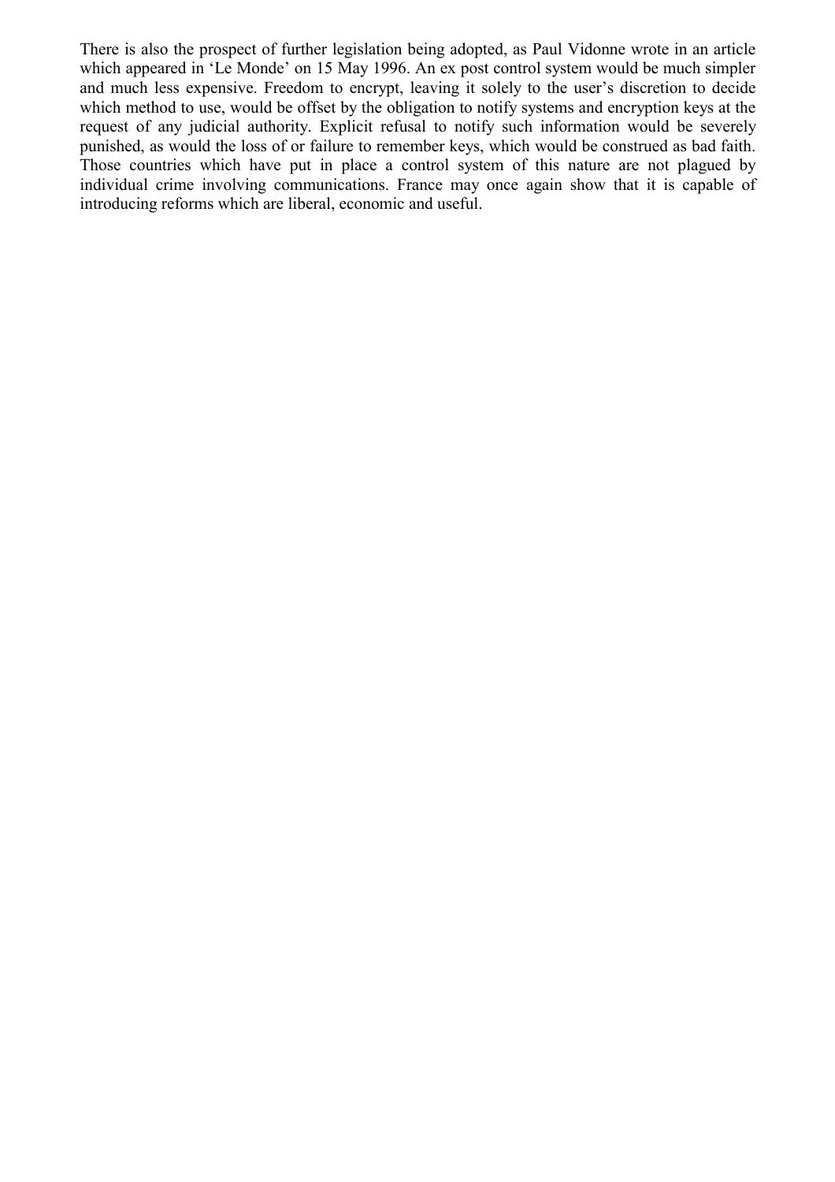There is also the prospect of further legislation being adopted, as Paul Vidonne wrote in an article which appeared in ‘Le Monde’ on 15 May 1996. An ex post control system would be much simpler and much less expensive. Freedom to encrypt, leaving it solely to the user’s discretion to decide which method to use, would be offset by the obligation to notify systems and encryption keys at the request of any judicial authority. Explicit refusal to notify such information would be severely punished, as would the loss of or failure to remember keys, which would be construed as bad faith. Those countries which have put in place a control system of this nature are not plagued by individual crime involving communications. France may once again show that it is capable of introducing reforms which are liberal, economic and useful.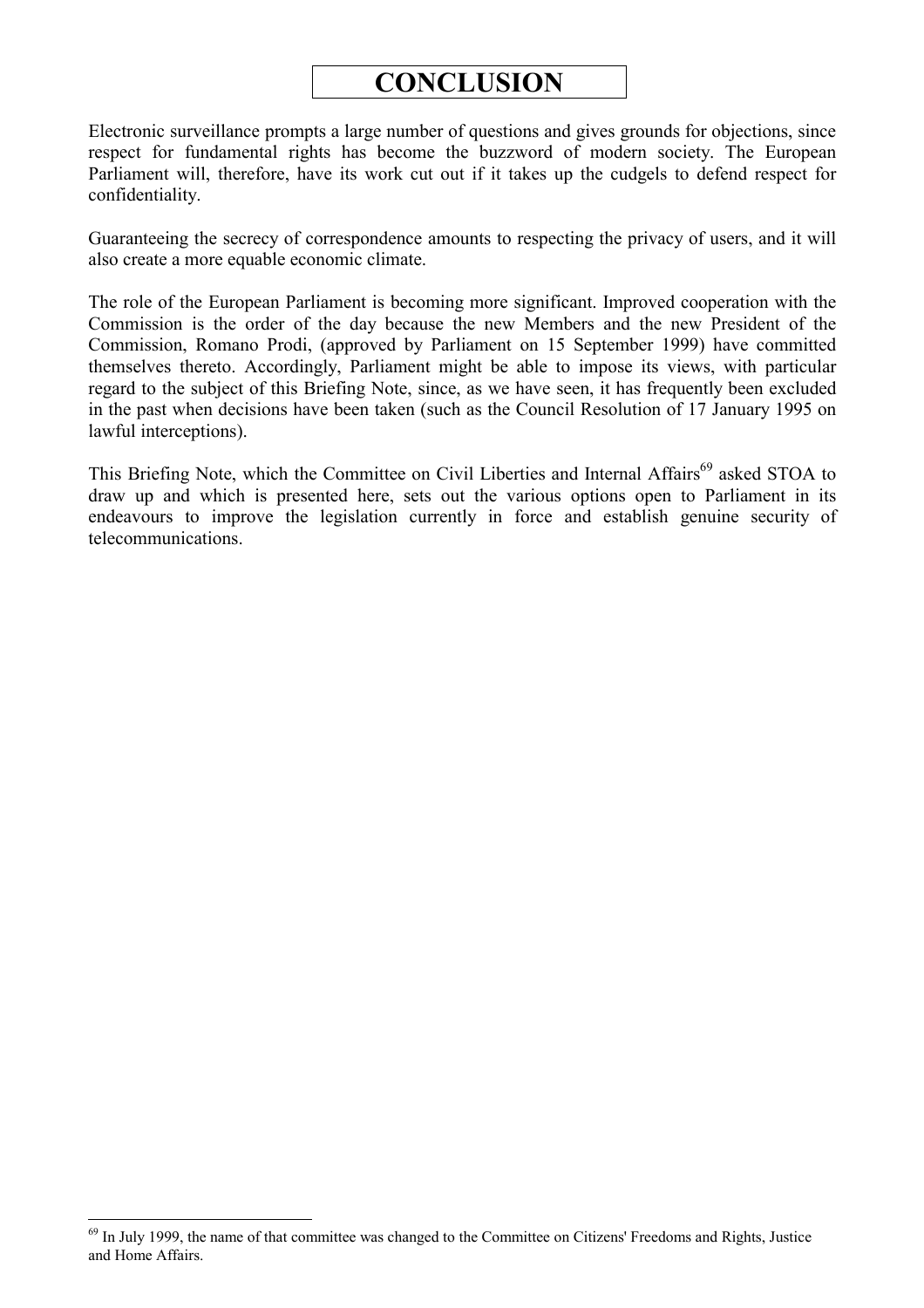# CONCLUSION

Electronic surveillance prompts a large number of questions and gives grounds for objections, since respect for fundamental rights has become the buzzword of modern society. The European Parliament will, therefore, have its work cut out if it takes up the cudgels to defend respect for confidentiality.

Guaranteeing the secrecy of correspondence amounts to respecting the privacy of users, and it will also create a more equable economic climate.

The role of the European Parliament is becoming more significant. Improved cooperation with the Commission is the order of the day because the new Members and the new President of the Commission, Romano Prodi, (approved by Parliament on 15 September 1999) have committed themselves thereto. Accordingly, Parliament might be able to impose its views, with particular regard to the subject of this Briefing Note, since, as we have seen, it has frequently been excluded in the past when decisions have been taken (such as the Council Resolution of 17 January 1995 on lawful interceptions).

This Briefing Note, which the Committee on Civil Liberties and Internal Affairs[69] asked STOA to draw up and which is presented here, sets out the various options open to Parliament in its endeavours to improve the legislation currently in force and establish genuine security of telecommunications.

[69] In July 1999, the name of that committee was changed to the Committee on Citizens' Freedoms and Rights, Justice and Home Affairs.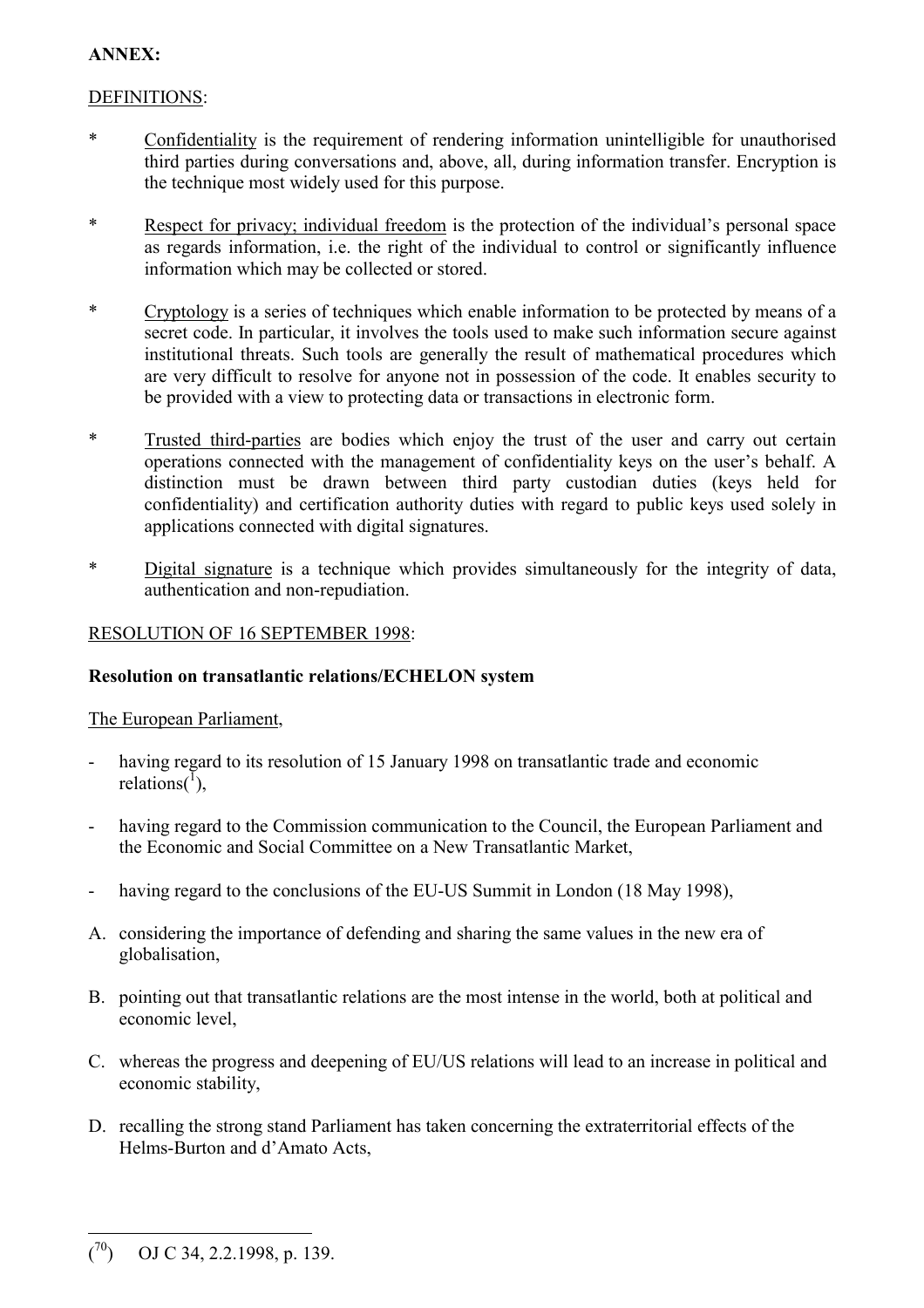**ANNEX:**

DEFINITIONS:

- * Confidentiality is the requirement of rendering information unintelligible for unauthorised third parties during conversations and, above, all, during information transfer. Encryption is the technique most widely used for this purpose.

- * Respect for privacy; individual freedom is the protection of the individual's personal space as regards information, i.e. the right of the individual to control or significantly influence information which may be collected or stored.

- * Cryptology is a series of techniques which enable information to be protected by means of a secret code. In particular, it involves the tools used to make such information secure against institutional threats. Such tools are generally the result of mathematical procedures which are very difficult to resolve for anyone not in possession of the code. It enables security to be provided with a view to protecting data or transactions in electronic form.

- * Trusted third-parties are bodies which enjoy the trust of the user and carry out certain operations connected with the management of confidentiality keys on the user's behalf. A distinction must be drawn between third party custodian duties (keys held for confidentiality) and certification authority duties with regard to public keys used solely in applications connected with digital signatures.

- * Digital signature is a technique which provides simultaneously for the integrity of data, authentication and non-repudiation.

RESOLUTION OF 16 SEPTEMBER 1998:

**Resolution on transatlantic relations/ECHELON system**

The European Parliament,

- having regard to its resolution of 15 January 1998 on transatlantic trade and economic relations([1]),

- having regard to the Commission communication to the Council, the European Parliament and the Economic and Social Committee on a New Transatlantic Market,

- having regard to the conclusions of the EU-US Summit in London (18 May 1998),

A. considering the importance of defending and sharing the same values in the new era of globalisation,

B. pointing out that transatlantic relations are the most intense in the world, both at political and economic level,

C. whereas the progress and deepening of EU/US relations will lead to an increase in political and economic stability,

D. recalling the strong stand Parliament has taken concerning the extraterritorial effects of the Helms-Burton and d'Amato Acts,

---

([70]) OJ C 34, 2.2.1998, p. 139.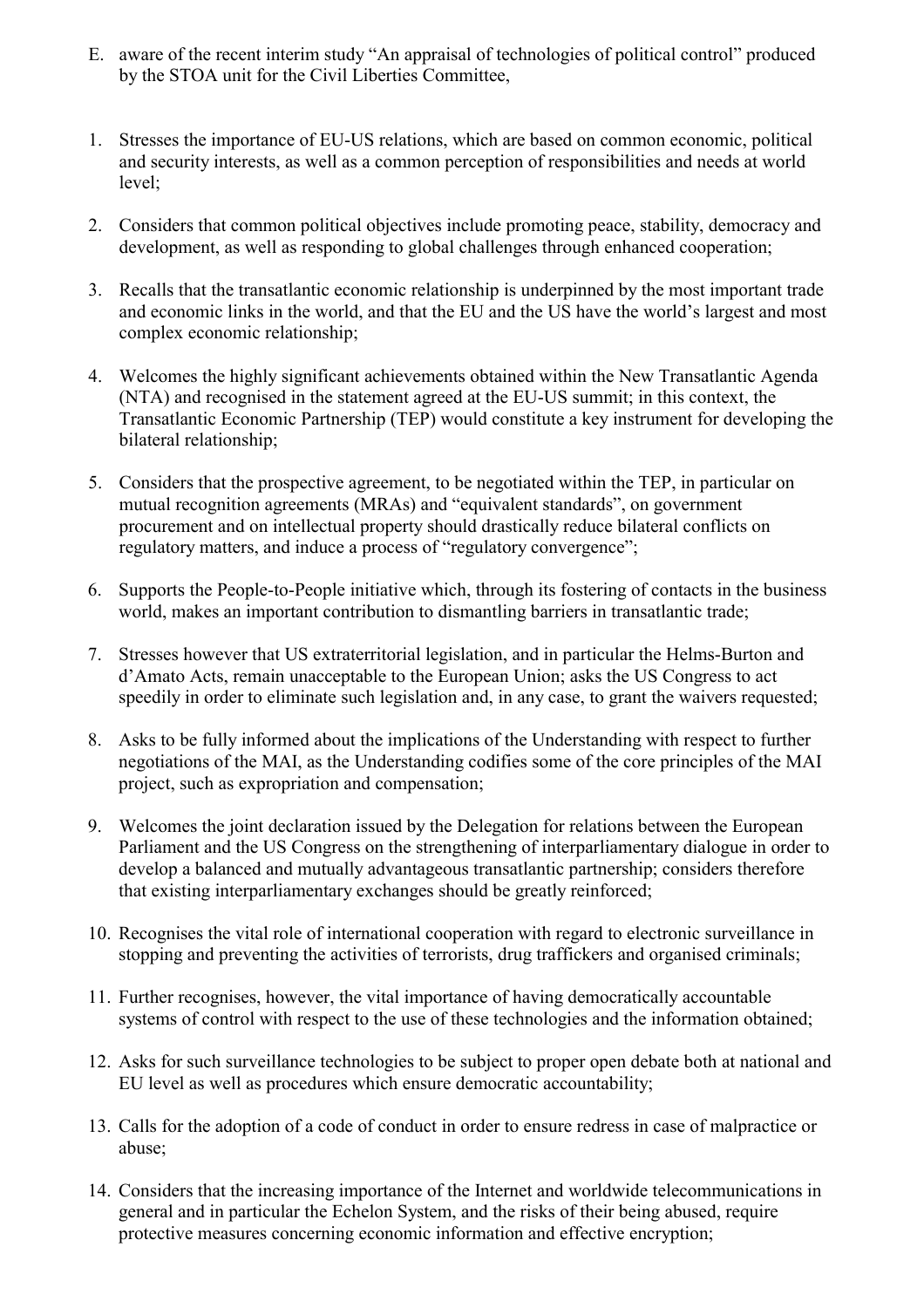E. aware of the recent interim study "An appraisal of technologies of political control" produced by the STOA unit for the Civil Liberties Committee,

1. Stresses the importance of EU-US relations, which are based on common economic, political and security interests, as well as a common perception of responsibilities and needs at world level;

2. Considers that common political objectives include promoting peace, stability, democracy and development, as well as responding to global challenges through enhanced cooperation;

3. Recalls that the transatlantic economic relationship is underpinned by the most important trade and economic links in the world, and that the EU and the US have the world's largest and most complex economic relationship;

4. Welcomes the highly significant achievements obtained within the New Transatlantic Agenda (NTA) and recognised in the statement agreed at the EU-US summit; in this context, the Transatlantic Economic Partnership (TEP) would constitute a key instrument for developing the bilateral relationship;

5. Considers that the prospective agreement, to be negotiated within the TEP, in particular on mutual recognition agreements (MRAs) and "equivalent standards", on government procurement and on intellectual property should drastically reduce bilateral conflicts on regulatory matters, and induce a process of "regulatory convergence";

6. Supports the People-to-People initiative which, through its fostering of contacts in the business world, makes an important contribution to dismantling barriers in transatlantic trade;

7. Stresses however that US extraterritorial legislation, and in particular the Helms-Burton and d'Amato Acts, remain unacceptable to the European Union; asks the US Congress to act speedily in order to eliminate such legislation and, in any case, to grant the waivers requested;

8. Asks to be fully informed about the implications of the Understanding with respect to further negotiations of the MAI, as the Understanding codifies some of the core principles of the MAI project, such as expropriation and compensation;

9. Welcomes the joint declaration issued by the Delegation for relations between the European Parliament and the US Congress on the strengthening of interparliamentary dialogue in order to develop a balanced and mutually advantageous transatlantic partnership; considers therefore that existing interparliamentary exchanges should be greatly reinforced;

10. Recognises the vital role of international cooperation with regard to electronic surveillance in stopping and preventing the activities of terrorists, drug traffickers and organised criminals;

11. Further recognises, however, the vital importance of having democratically accountable systems of control with respect to the use of these technologies and the information obtained;

12. Asks for such surveillance technologies to be subject to proper open debate both at national and EU level as well as procedures which ensure democratic accountability;

13. Calls for the adoption of a code of conduct in order to ensure redress in case of malpractice or abuse;

14. Considers that the increasing importance of the Internet and worldwide telecommunications in general and in particular the Echelon System, and the risks of their being abused, require protective measures concerning economic information and effective encryption;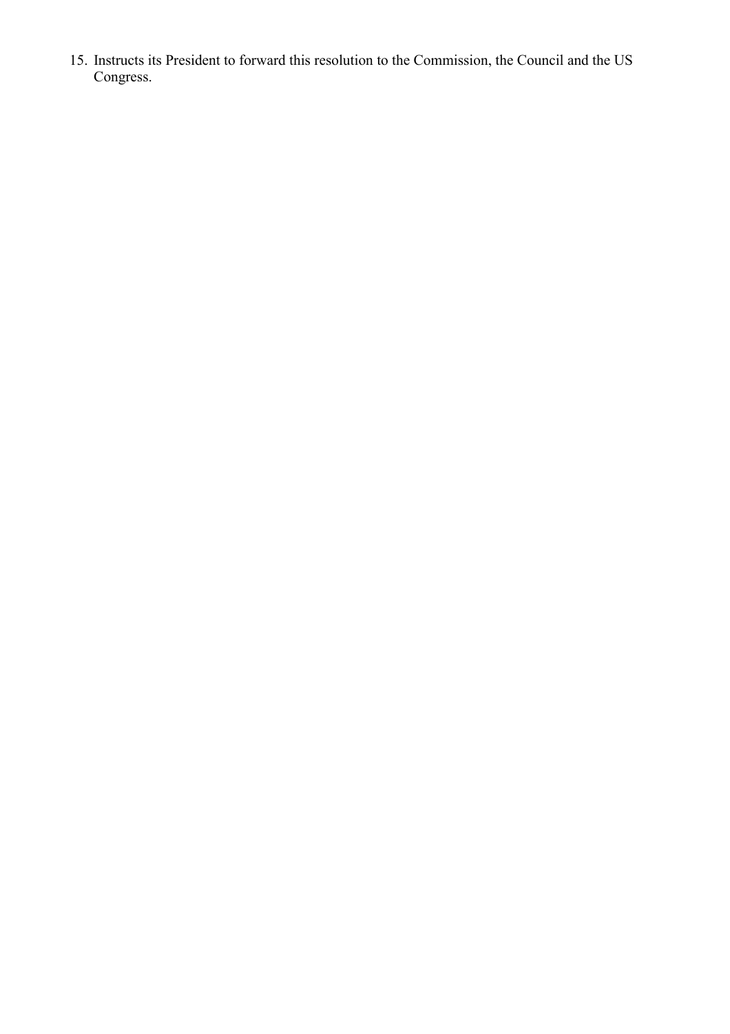15. Instructs its President to forward this resolution to the Commission, the Council and the US Congress.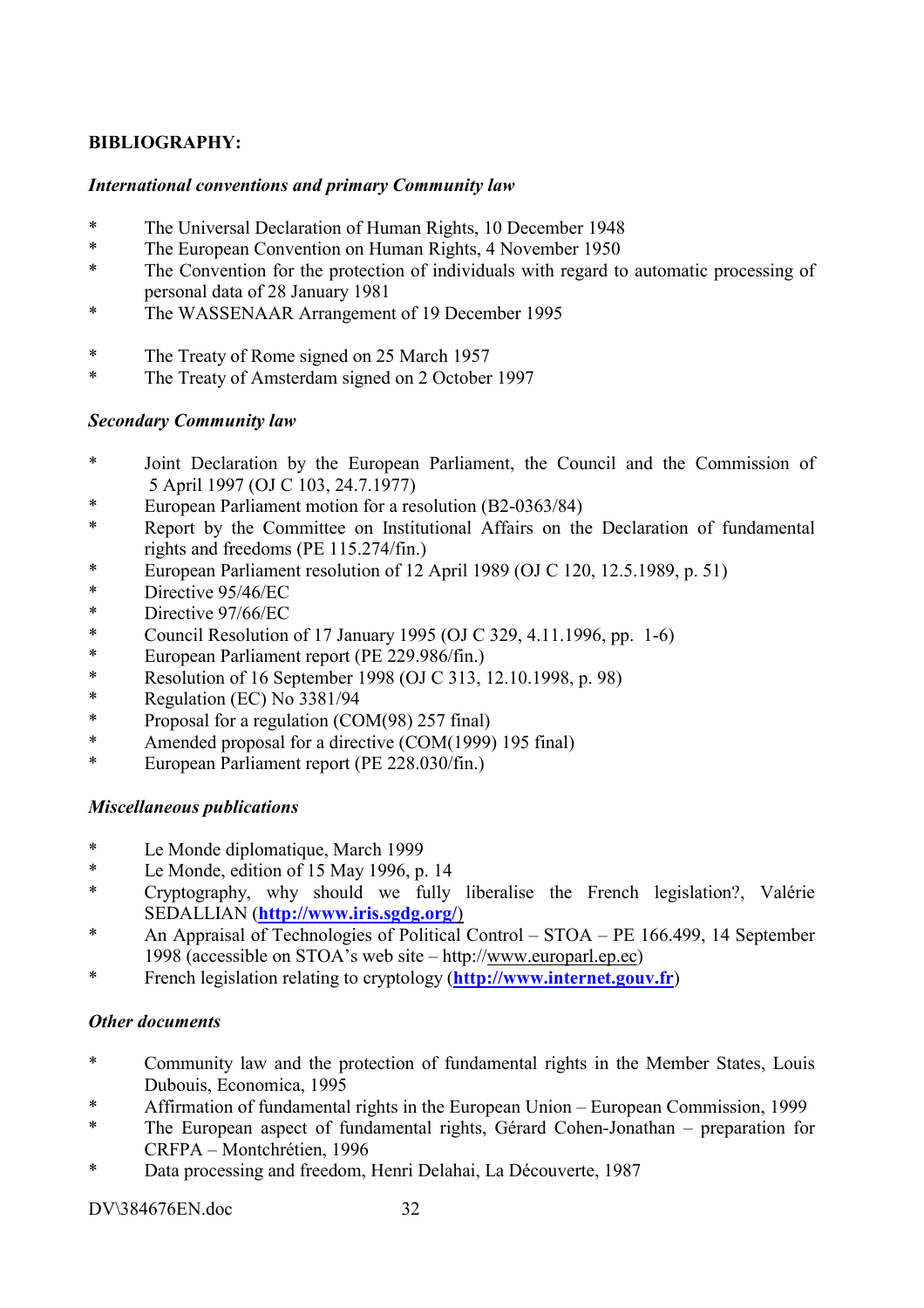**BIBLIOGRAPHY:**

***International conventions and primary Community law***

* The Universal Declaration of Human Rights, 10 December 1948
* The European Convention on Human Rights, 4 November 1950
* The Convention for the protection of individuals with regard to automatic processing of personal data of 28 January 1981
* The WASSENAAR Arrangement of 19 December 1995

* The Treaty of Rome signed on 25 March 1957
* The Treaty of Amsterdam signed on 2 October 1997

***Secondary Community law***

* Joint Declaration by the European Parliament, the Council and the Commission of 5 April 1997 (OJ C 103, 24.7.1977)
* European Parliament motion for a resolution (B2-0363/84)
* Report by the Committee on Institutional Affairs on the Declaration of fundamental rights and freedoms (PE 115.274/fin.)
* European Parliament resolution of 12 April 1989 (OJ C 120, 12.5.1989, p. 51)
* Directive 95/46/EC
* Directive 97/66/EC
* Council Resolution of 17 January 1995 (OJ C 329, 4.11.1996, pp. 1-6)
* European Parliament report (PE 229.986/fin.)
* Resolution of 16 September 1998 (OJ C 313, 12.10.1998, p. 98)
* Regulation (EC) No 3381/94
* Proposal for a regulation (COM(98) 257 final)
* Amended proposal for a directive (COM(1999) 195 final)
* European Parliament report (PE 228.030/fin.)

***Miscellaneous publications***

* Le Monde diplomatique, March 1999
* Le Monde, edition of 15 May 1996, p. 14
* Cryptography, why should we fully liberalise the French legislation?, Valérie SEDALLIAN (**http://www.iris.sgdg.org/**)
* An Appraisal of Technologies of Political Control – STOA – PE 166.499, 14 September 1998 (accessible on STOA's web site – http://www.europarl.ep.ec)
* French legislation relating to cryptology (**http://www.internet.gouv.fr**)

***Other documents***

* Community law and the protection of fundamental rights in the Member States, Louis Dubouis, Economica, 1995
* Affirmation of fundamental rights in the European Union – European Commission, 1999
* The European aspect of fundamental rights, Gérard Cohen-Jonathan – preparation for CRFPA – Montchrétien, 1996
* Data processing and freedom, Henri Delahai, La Découverte, 1987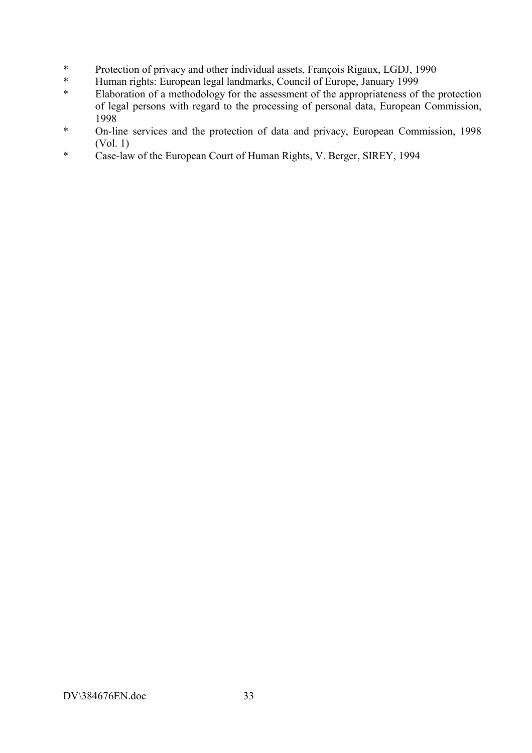- Protection of privacy and other individual assets, François Rigaux, LGDJ, 1990
- Human rights: European legal landmarks, Council of Europe, January 1999
- Elaboration of a methodology for the assessment of the appropriateness of the protection of legal persons with regard to the processing of personal data, European Commission, 1998
- On-line services and the protection of data and privacy, European Commission, 1998 (Vol. 1)
- Case-law of the European Court of Human Rights, V. Berger, SIREY, 1994